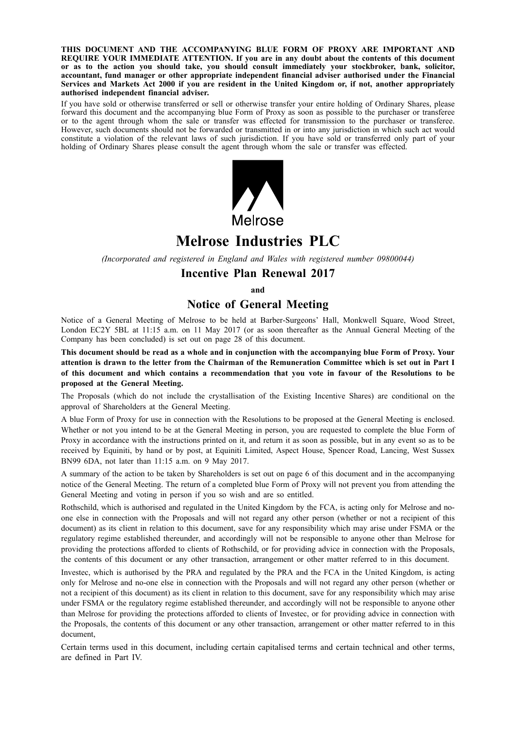**THIS DOCUMENT AND THE ACCOMPANYING BLUE FORM OF PROXY ARE IMPORTANT AND REQUIRE YOUR IMMEDIATE ATTENTION. If you are in any doubt about the contents of this document or as to the action you should take, you should consult immediately your stockbroker, bank, solicitor, accountant, fund manager or other appropriate independent financial adviser authorised under the Financial Services and Markets Act 2000 if you are resident in the United Kingdom or, if not, another appropriately authorised independent financial adviser.**

If you have sold or otherwise transferred or sell or otherwise transfer your entire holding of Ordinary Shares, please forward this document and the accompanying blue Form of Proxy as soon as possible to the purchaser or transferee or to the agent through whom the sale or transfer was effected for transmission to the purchaser or transferee. However, such documents should not be forwarded or transmitted in or into any jurisdiction in which such act would constitute a violation of the relevant laws of such jurisdiction. If you have sold or transferred only part of your holding of Ordinary Shares please consult the agent through whom the sale or transfer was effected.

Melrose

# Melrose Industries PLC

*(Incorporated and registered in England and Wales with registered number 09800044)*

## Incentive Plan Renewal 2017

**and**

## Notice of General Meeting

Notice of a General Meeting of Melrose to be held at Barber-Surgeons' Hall, Monkwell Square, Wood Street, London EC2Y 5BL at 11:15 a.m. on 11 May 2017 (or as soon thereafter as the Annual General Meeting of the Company has been concluded) is set out on page 28 of this document.

**This document should be read as a whole and in conjunction with the accompanying blue Form of Proxy. Your attention is drawn to the letter from the Chairman of the Remuneration Committee which is set out in Part I of this document and which contains a recommendation that you vote in favour of the Resolutions to be proposed at the General Meeting.**

The Proposals (which do not include the crystallisation of the Existing Incentive Shares) are conditional on the approval of Shareholders at the General Meeting.

A blue Form of Proxy for use in connection with the Resolutions to be proposed at the General Meeting is enclosed. Whether or not you intend to be at the General Meeting in person, you are requested to complete the blue Form of Proxy in accordance with the instructions printed on it, and return it as soon as possible, but in any event so as to be received by Equiniti, by hand or by post, at Equiniti Limited, Aspect House, Spencer Road, Lancing, West Sussex BN99 6DA, not later than 11:15 a.m. on 9 May 2017.

A summary of the action to be taken by Shareholders is set out on page 6 of this document and in the accompanying notice of the General Meeting. The return of a completed blue Form of Proxy will not prevent you from attending the General Meeting and voting in person if you so wish and are so entitled.

Rothschild, which is authorised and regulated in the United Kingdom by the FCA, is acting only for Melrose and no-one else in connection with the Proposals and will not regard any other person (whether or not a recipient of this document) as its client in relation to this document, save for any responsibility which may arise under FSMA or the regulatory regime established thereunder, and accordingly will not be responsible to anyone other than Melrose for providing the protections afforded to clients of Rothschild, or for providing advice in connection with the Proposals, the contents of this document or any other transaction, arrangement or other matter referred to in this document.

Investec, which is authorised by the PRA and regulated by the PRA and the FCA in the United Kingdom, is acting only for Melrose and no-one else in connection with the Proposals and will not regard any other person (whether or not a recipient of this document) as its client in relation to this document, save for any responsibility which may arise under FSMA or the regulatory regime established thereunder, and accordingly will not be responsible to anyone other than Melrose for providing the protections afforded to clients of Investec, or for providing advice in connection with the Proposals, the contents of this document or any other transaction, arrangement or other matter referred to in this document,

Certain terms used in this document, including certain capitalised terms and certain technical and other terms, are defined in Part IV.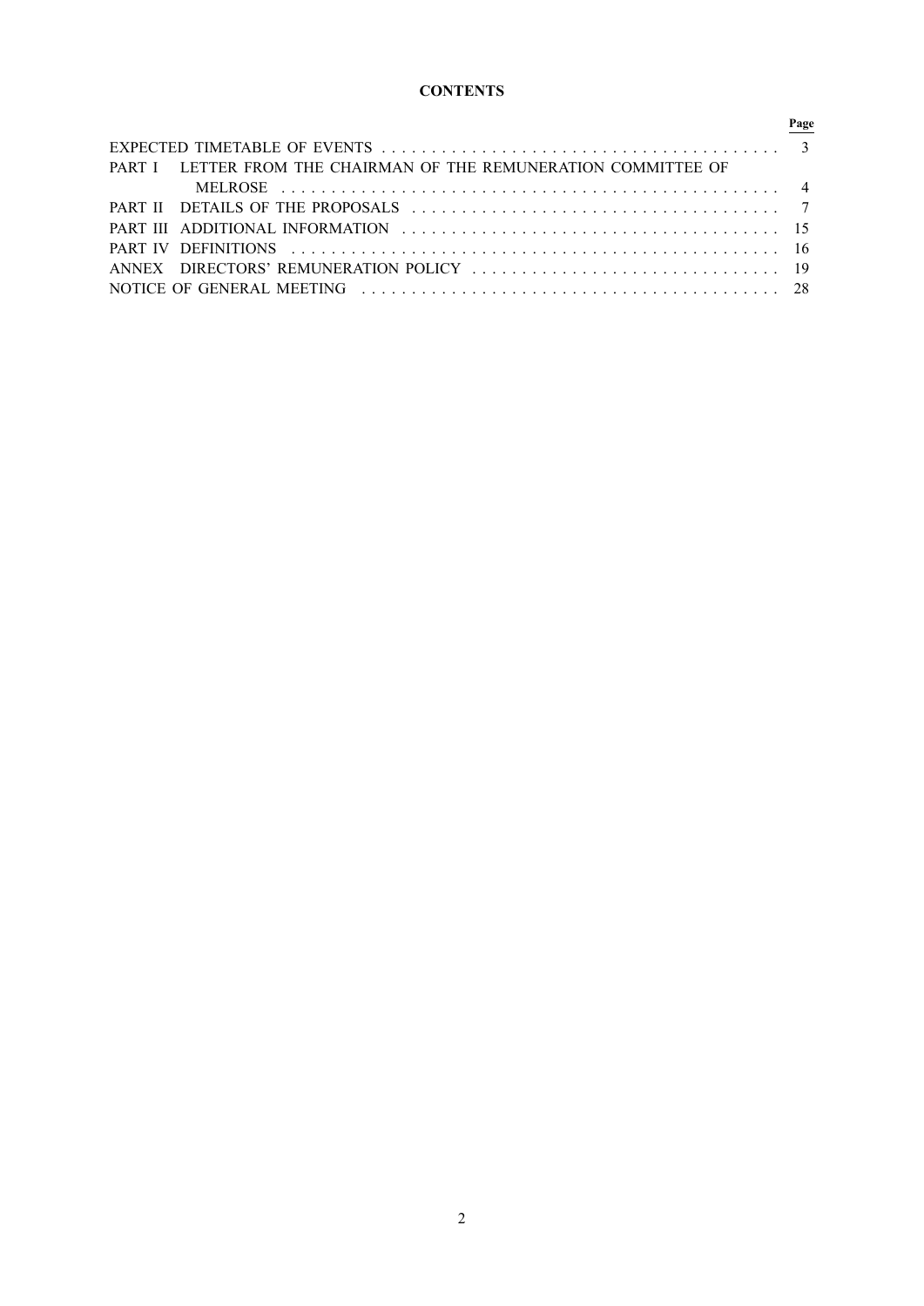# CONTENTS

| | Page |
|---|---|
| EXPECTED TIMETABLE OF EVENTS | 3 |
| PART I LETTER FROM THE CHAIRMAN OF THE REMUNERATION COMMITTEE OF MELROSE | 4 |
| PART II DETAILS OF THE PROPOSALS | 7 |
| PART III ADDITIONAL INFORMATION | 15 |
| PART IV DEFINITIONS | 16 |
| ANNEX DIRECTORS' REMUNERATION POLICY | 19 |
| NOTICE OF GENERAL MEETING | 28 |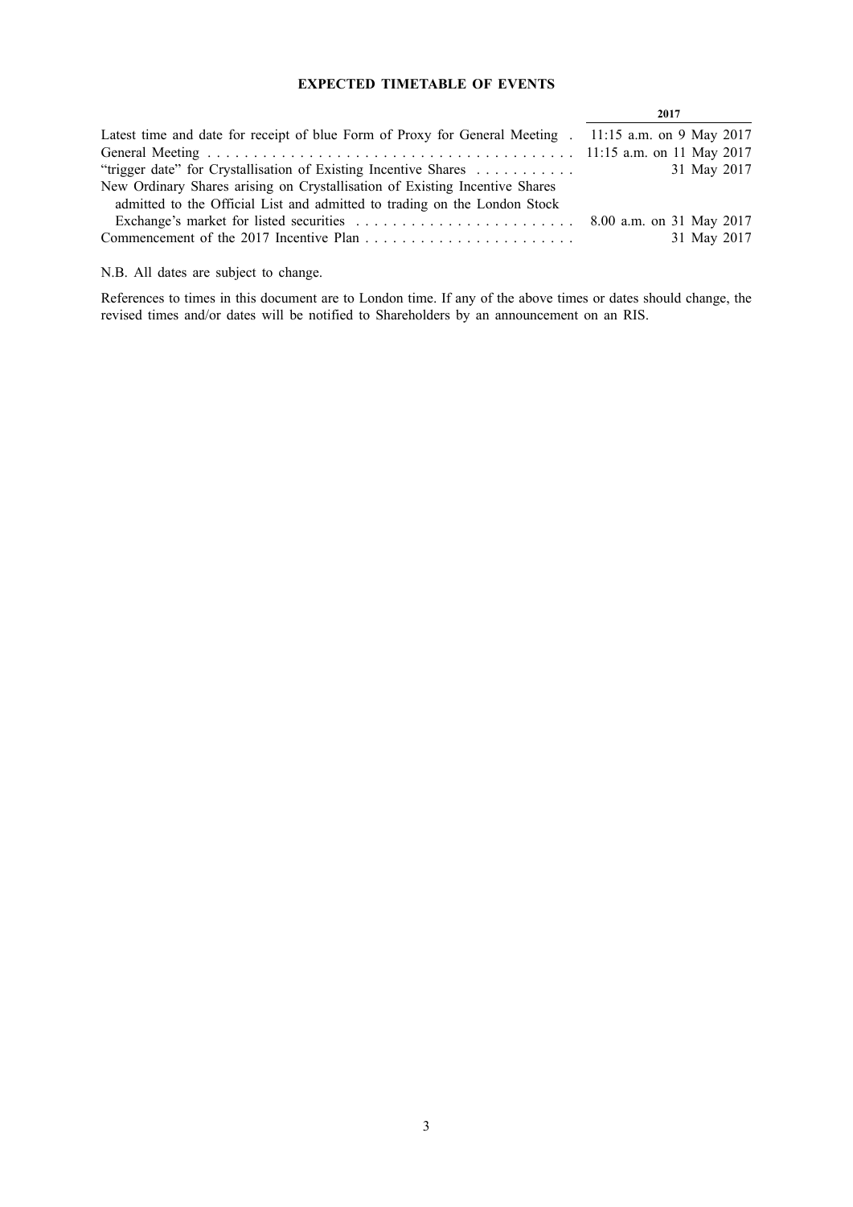## EXPECTED TIMETABLE OF EVENTS

| | 2017 |
|---|---|
| Latest time and date for receipt of blue Form of Proxy for General Meeting | 11:15 a.m. on 9 May 2017 |
| General Meeting | 11:15 a.m. on 11 May 2017 |
| "trigger date" for Crystallisation of Existing Incentive Shares | 31 May 2017 |
| New Ordinary Shares arising on Crystallisation of Existing Incentive Shares admitted to the Official List and admitted to trading on the London Stock Exchange's market for listed securities | 8.00 a.m. on 31 May 2017 |
| Commencement of the 2017 Incentive Plan | 31 May 2017 |

N.B. All dates are subject to change.

References to times in this document are to London time. If any of the above times or dates should change, the revised times and/or dates will be notified to Shareholders by an announcement on an RIS.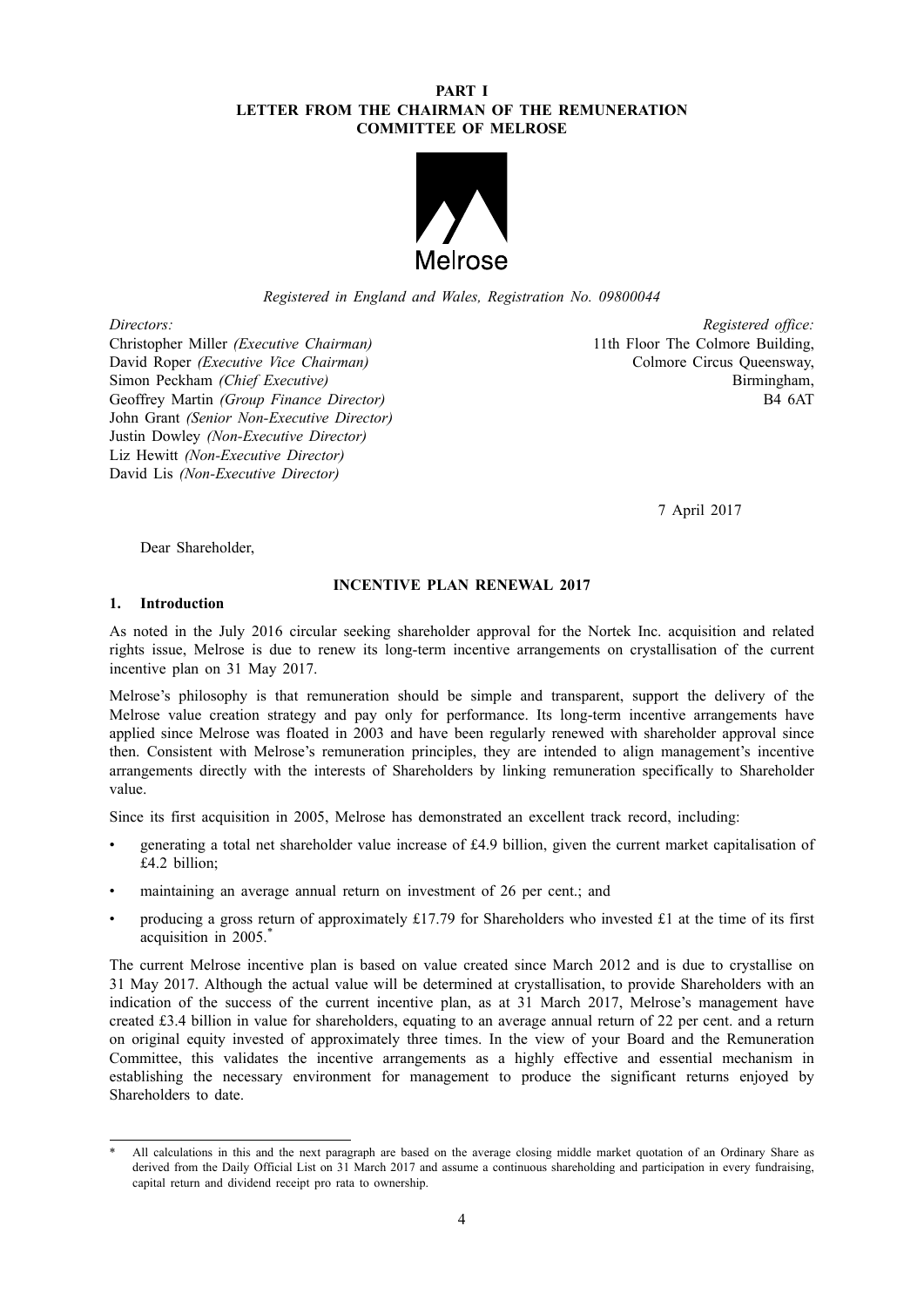**PART I**
**LETTER FROM THE CHAIRMAN OF THE REMUNERATION COMMITTEE OF MELROSE**

Melrose

*Registered in England and Wales, Registration No. 09800044*

*Directors:*
Christopher Miller *(Executive Chairman)*
David Roper *(Executive Vice Chairman)*
Simon Peckham *(Chief Executive)*
Geoffrey Martin *(Group Finance Director)*
John Grant *(Senior Non-Executive Director)*
Justin Dowley *(Non-Executive Director)*
Liz Hewitt *(Non-Executive Director)*
David Lis *(Non-Executive Director)*

*Registered office:*
11th Floor The Colmore Building,
Colmore Circus Queensway,
Birmingham,
B4 6AT

7 April 2017

Dear Shareholder,

**INCENTIVE PLAN RENEWAL 2017**

**1. Introduction**

As noted in the July 2016 circular seeking shareholder approval for the Nortek Inc. acquisition and related rights issue, Melrose is due to renew its long-term incentive arrangements on crystallisation of the current incentive plan on 31 May 2017.

Melrose's philosophy is that remuneration should be simple and transparent, support the delivery of the Melrose value creation strategy and pay only for performance. Its long-term incentive arrangements have applied since Melrose was floated in 2003 and have been regularly renewed with shareholder approval since then. Consistent with Melrose's remuneration principles, they are intended to align management's incentive arrangements directly with the interests of Shareholders by linking remuneration specifically to Shareholder value.

Since its first acquisition in 2005, Melrose has demonstrated an excellent track record, including:

- generating a total net shareholder value increase of £4.9 billion, given the current market capitalisation of £4.2 billion;
- maintaining an average annual return on investment of 26 per cent.; and
- producing a gross return of approximately £17.79 for Shareholders who invested £1 at the time of its first acquisition in 2005.*

The current Melrose incentive plan is based on value created since March 2012 and is due to crystallise on 31 May 2017. Although the actual value will be determined at crystallisation, to provide Shareholders with an indication of the success of the current incentive plan, as at 31 March 2017, Melrose's management have created £3.4 billion in value for shareholders, equating to an average annual return of 22 per cent. and a return on original equity invested of approximately three times. In the view of your Board and the Remuneration Committee, this validates the incentive arrangements as a highly effective and essential mechanism in establishing the necessary environment for management to produce the significant returns enjoyed by Shareholders to date.

---

\* All calculations in this and the next paragraph are based on the average closing middle market quotation of an Ordinary Share as derived from the Daily Official List on 31 March 2017 and assume a continuous shareholding and participation in every fundraising, capital return and dividend receipt pro rata to ownership.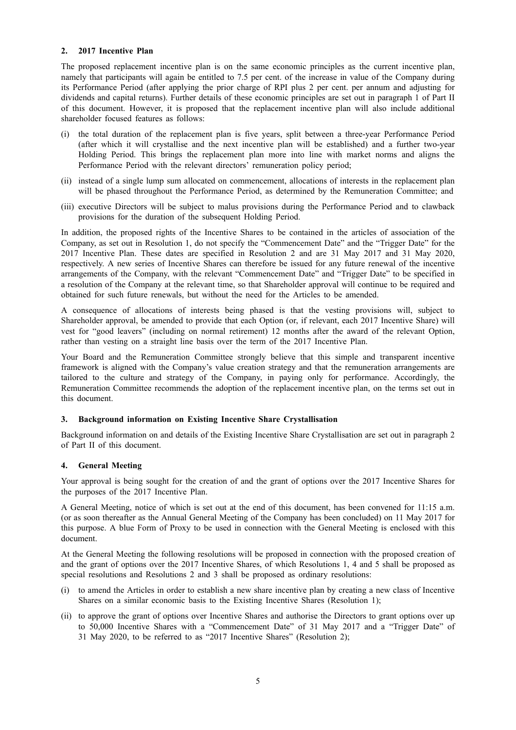## 2. 2017 Incentive Plan

The proposed replacement incentive plan is on the same economic principles as the current incentive plan, namely that participants will again be entitled to 7.5 per cent. of the increase in value of the Company during its Performance Period (after applying the prior charge of RPI plus 2 per cent. per annum and adjusting for dividends and capital returns). Further details of these economic principles are set out in paragraph 1 of Part II of this document. However, it is proposed that the replacement incentive plan will also include additional shareholder focused features as follows:

(i) the total duration of the replacement plan is five years, split between a three-year Performance Period (after which it will crystallise and the next incentive plan will be established) and a further two-year Holding Period. This brings the replacement plan more into line with market norms and aligns the Performance Period with the relevant directors' remuneration policy period;

(ii) instead of a single lump sum allocated on commencement, allocations of interests in the replacement plan will be phased throughout the Performance Period, as determined by the Remuneration Committee; and

(iii) executive Directors will be subject to malus provisions during the Performance Period and to clawback provisions for the duration of the subsequent Holding Period.

In addition, the proposed rights of the Incentive Shares to be contained in the articles of association of the Company, as set out in Resolution 1, do not specify the "Commencement Date" and the "Trigger Date" for the 2017 Incentive Plan. These dates are specified in Resolution 2 and are 31 May 2017 and 31 May 2020, respectively. A new series of Incentive Shares can therefore be issued for any future renewal of the incentive arrangements of the Company, with the relevant "Commencement Date" and "Trigger Date" to be specified in a resolution of the Company at the relevant time, so that Shareholder approval will continue to be required and obtained for such future renewals, but without the need for the Articles to be amended.

A consequence of allocations of interests being phased is that the vesting provisions will, subject to Shareholder approval, be amended to provide that each Option (or, if relevant, each 2017 Incentive Share) will vest for "good leavers" (including on normal retirement) 12 months after the award of the relevant Option, rather than vesting on a straight line basis over the term of the 2017 Incentive Plan.

Your Board and the Remuneration Committee strongly believe that this simple and transparent incentive framework is aligned with the Company's value creation strategy and that the remuneration arrangements are tailored to the culture and strategy of the Company, in paying only for performance. Accordingly, the Remuneration Committee recommends the adoption of the replacement incentive plan, on the terms set out in this document.

## 3. Background information on Existing Incentive Share Crystallisation

Background information on and details of the Existing Incentive Share Crystallisation are set out in paragraph 2 of Part II of this document.

## 4. General Meeting

Your approval is being sought for the creation of and the grant of options over the 2017 Incentive Shares for the purposes of the 2017 Incentive Plan.

A General Meeting, notice of which is set out at the end of this document, has been convened for 11:15 a.m. (or as soon thereafter as the Annual General Meeting of the Company has been concluded) on 11 May 2017 for this purpose. A blue Form of Proxy to be used in connection with the General Meeting is enclosed with this document.

At the General Meeting the following resolutions will be proposed in connection with the proposed creation of and the grant of options over the 2017 Incentive Shares, of which Resolutions 1, 4 and 5 shall be proposed as special resolutions and Resolutions 2 and 3 shall be proposed as ordinary resolutions:

(i) to amend the Articles in order to establish a new share incentive plan by creating a new class of Incentive Shares on a similar economic basis to the Existing Incentive Shares (Resolution 1);

(ii) to approve the grant of options over Incentive Shares and authorise the Directors to grant options over up to 50,000 Incentive Shares with a "Commencement Date" of 31 May 2017 and a "Trigger Date" of 31 May 2020, to be referred to as "2017 Incentive Shares" (Resolution 2);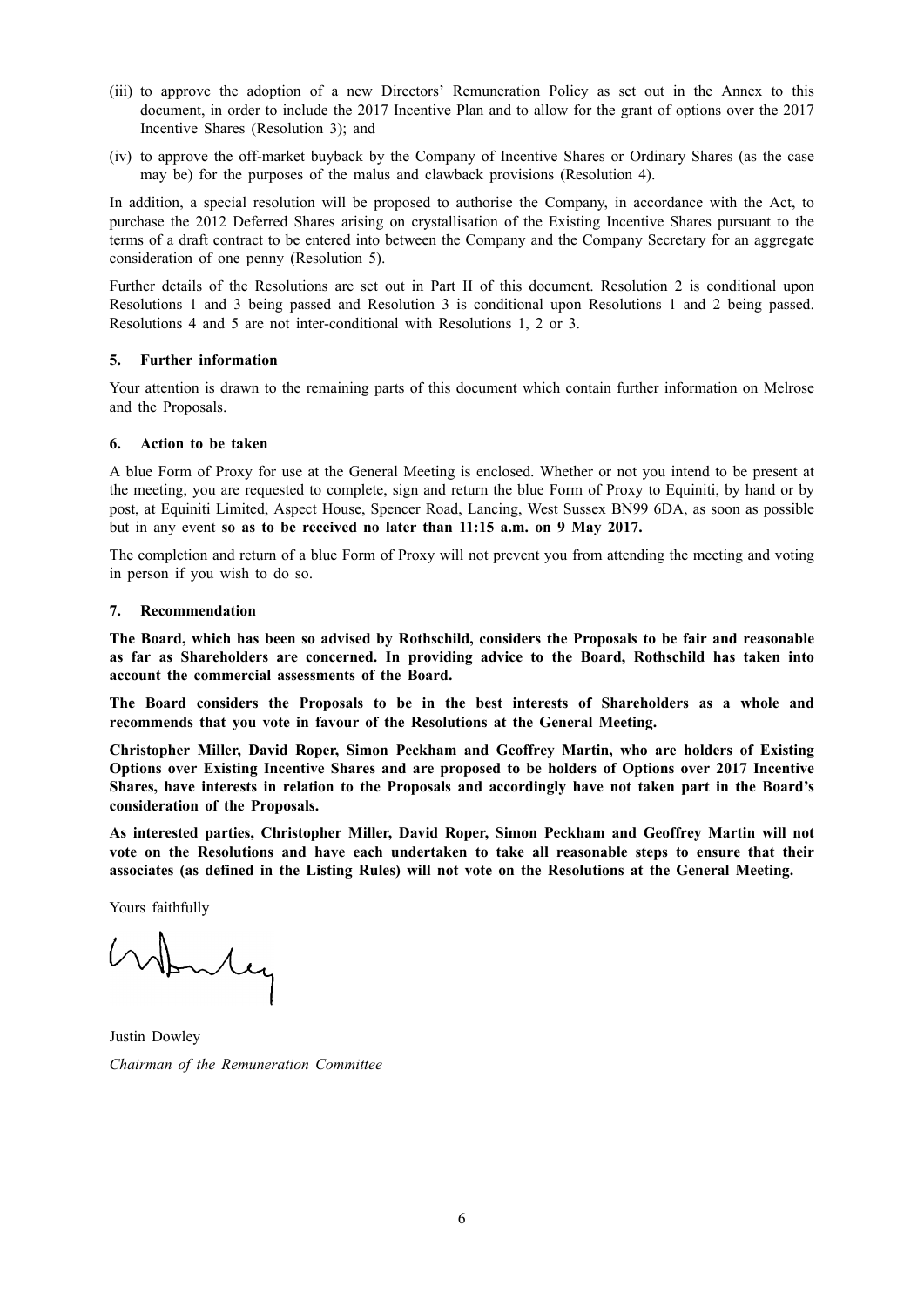(iii) to approve the adoption of a new Directors' Remuneration Policy as set out in the Annex to this document, in order to include the 2017 Incentive Plan and to allow for the grant of options over the 2017 Incentive Shares (Resolution 3); and

(iv) to approve the off-market buyback by the Company of Incentive Shares or Ordinary Shares (as the case may be) for the purposes of the malus and clawback provisions (Resolution 4).

In addition, a special resolution will be proposed to authorise the Company, in accordance with the Act, to purchase the 2012 Deferred Shares arising on crystallisation of the Existing Incentive Shares pursuant to the terms of a draft contract to be entered into between the Company and the Company Secretary for an aggregate consideration of one penny (Resolution 5).

Further details of the Resolutions are set out in Part II of this document. Resolution 2 is conditional upon Resolutions 1 and 3 being passed and Resolution 3 is conditional upon Resolutions 1 and 2 being passed. Resolutions 4 and 5 are not inter-conditional with Resolutions 1, 2 or 3.

### 5. Further information

Your attention is drawn to the remaining parts of this document which contain further information on Melrose and the Proposals.

### 6. Action to be taken

A blue Form of Proxy for use at the General Meeting is enclosed. Whether or not you intend to be present at the meeting, you are requested to complete, sign and return the blue Form of Proxy to Equiniti, by hand or by post, at Equiniti Limited, Aspect House, Spencer Road, Lancing, West Sussex BN99 6DA, as soon as possible but in any event **so as to be received no later than 11:15 a.m. on 9 May 2017.**

The completion and return of a blue Form of Proxy will not prevent you from attending the meeting and voting in person if you wish to do so.

### 7. Recommendation

**The Board, which has been so advised by Rothschild, considers the Proposals to be fair and reasonable as far as Shareholders are concerned. In providing advice to the Board, Rothschild has taken into account the commercial assessments of the Board.**

**The Board considers the Proposals to be in the best interests of Shareholders as a whole and recommends that you vote in favour of the Resolutions at the General Meeting.**

**Christopher Miller, David Roper, Simon Peckham and Geoffrey Martin, who are holders of Existing Options over Existing Incentive Shares and are proposed to be holders of Options over 2017 Incentive Shares, have interests in relation to the Proposals and accordingly have not taken part in the Board's consideration of the Proposals.**

**As interested parties, Christopher Miller, David Roper, Simon Peckham and Geoffrey Martin will not vote on the Resolutions and have each undertaken to take all reasonable steps to ensure that their associates (as defined in the Listing Rules) will not vote on the Resolutions at the General Meeting.**

Yours faithfully

Justin Dowley
*Chairman of the Remuneration Committee*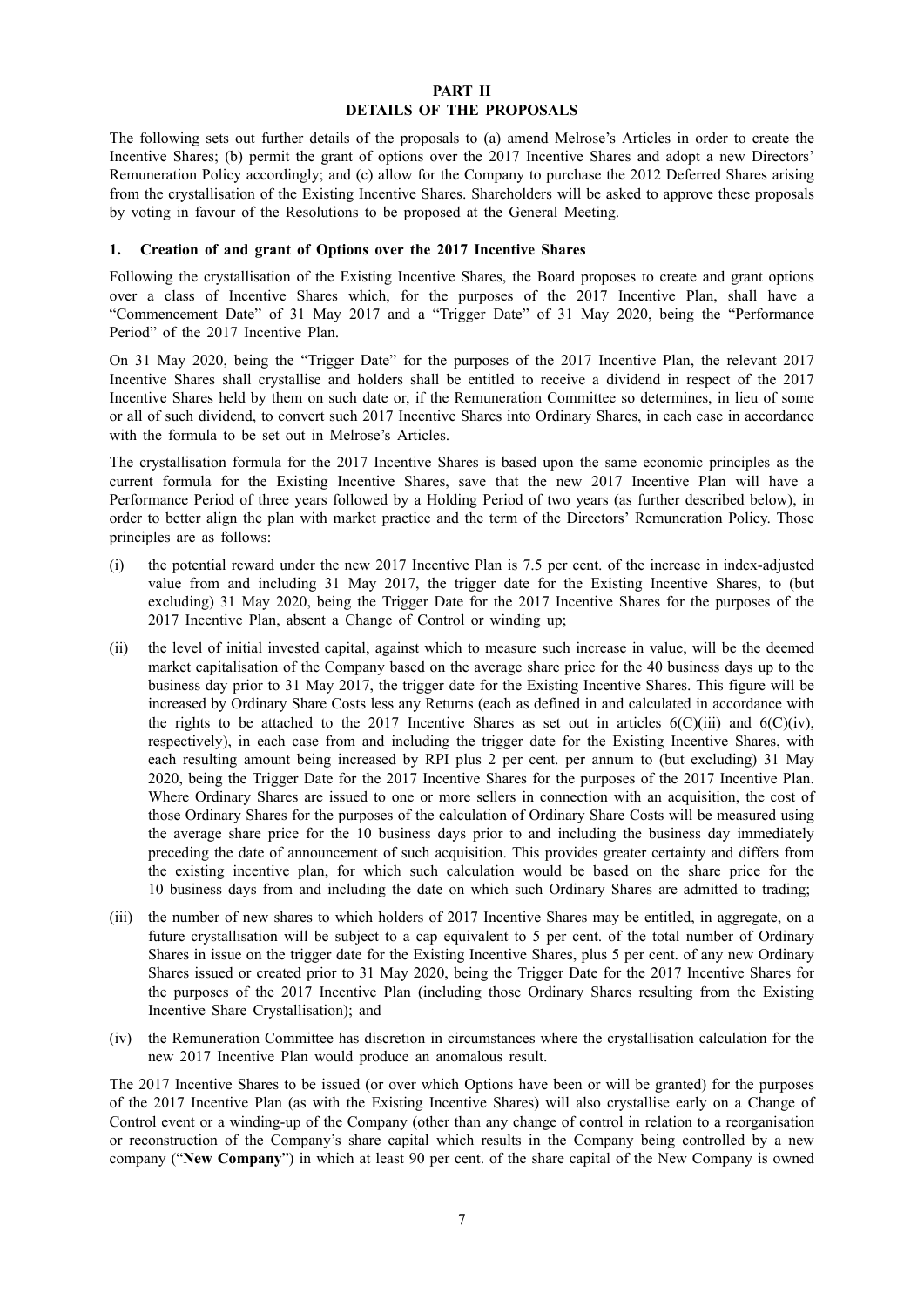# PART II
# DETAILS OF THE PROPOSALS

The following sets out further details of the proposals to (a) amend Melrose's Articles in order to create the Incentive Shares; (b) permit the grant of options over the 2017 Incentive Shares and adopt a new Directors' Remuneration Policy accordingly; and (c) allow for the Company to purchase the 2012 Deferred Shares arising from the crystallisation of the Existing Incentive Shares. Shareholders will be asked to approve these proposals by voting in favour of the Resolutions to be proposed at the General Meeting.

## 1. Creation of and grant of Options over the 2017 Incentive Shares

Following the crystallisation of the Existing Incentive Shares, the Board proposes to create and grant options over a class of Incentive Shares which, for the purposes of the 2017 Incentive Plan, shall have a "Commencement Date" of 31 May 2017 and a "Trigger Date" of 31 May 2020, being the "Performance Period" of the 2017 Incentive Plan.

On 31 May 2020, being the "Trigger Date" for the purposes of the 2017 Incentive Plan, the relevant 2017 Incentive Shares shall crystallise and holders shall be entitled to receive a dividend in respect of the 2017 Incentive Shares held by them on such date or, if the Remuneration Committee so determines, in lieu of some or all of such dividend, to convert such 2017 Incentive Shares into Ordinary Shares, in each case in accordance with the formula to be set out in Melrose's Articles.

The crystallisation formula for the 2017 Incentive Shares is based upon the same economic principles as the current formula for the Existing Incentive Shares, save that the new 2017 Incentive Plan will have a Performance Period of three years followed by a Holding Period of two years (as further described below), in order to better align the plan with market practice and the term of the Directors' Remuneration Policy. Those principles are as follows:

(i) the potential reward under the new 2017 Incentive Plan is 7.5 per cent. of the increase in index-adjusted value from and including 31 May 2017, the trigger date for the Existing Incentive Shares, to (but excluding) 31 May 2020, being the Trigger Date for the 2017 Incentive Shares for the purposes of the 2017 Incentive Plan, absent a Change of Control or winding up;

(ii) the level of initial invested capital, against which to measure such increase in value, will be the deemed market capitalisation of the Company based on the average share price for the 40 business days up to the business day prior to 31 May 2017, the trigger date for the Existing Incentive Shares. This figure will be increased by Ordinary Share Costs less any Returns (each as defined in and calculated in accordance with the rights to be attached to the 2017 Incentive Shares as set out in articles 6(C)(iii) and 6(C)(iv), respectively), in each case from and including the trigger date for the Existing Incentive Shares, with each resulting amount being increased by RPI plus 2 per cent. per annum to (but excluding) 31 May 2020, being the Trigger Date for the 2017 Incentive Shares for the purposes of the 2017 Incentive Plan. Where Ordinary Shares are issued to one or more sellers in connection with an acquisition, the cost of those Ordinary Shares for the purposes of the calculation of Ordinary Share Costs will be measured using the average share price for the 10 business days prior to and including the business day immediately preceding the date of announcement of such acquisition. This provides greater certainty and differs from the existing incentive plan, for which such calculation would be based on the share price for the 10 business days from and including the date on which such Ordinary Shares are admitted to trading;

(iii) the number of new shares to which holders of 2017 Incentive Shares may be entitled, in aggregate, on a future crystallisation will be subject to a cap equivalent to 5 per cent. of the total number of Ordinary Shares in issue on the trigger date for the Existing Incentive Shares, plus 5 per cent. of any new Ordinary Shares issued or created prior to 31 May 2020, being the Trigger Date for the 2017 Incentive Shares for the purposes of the 2017 Incentive Plan (including those Ordinary Shares resulting from the Existing Incentive Share Crystallisation); and

(iv) the Remuneration Committee has discretion in circumstances where the crystallisation calculation for the new 2017 Incentive Plan would produce an anomalous result.

The 2017 Incentive Shares to be issued (or over which Options have been or will be granted) for the purposes of the 2017 Incentive Plan (as with the Existing Incentive Shares) will also crystallise early on a Change of Control event or a winding-up of the Company (other than any change of control in relation to a reorganisation or reconstruction of the Company's share capital which results in the Company being controlled by a new company ("**New Company**") in which at least 90 per cent. of the share capital of the New Company is owned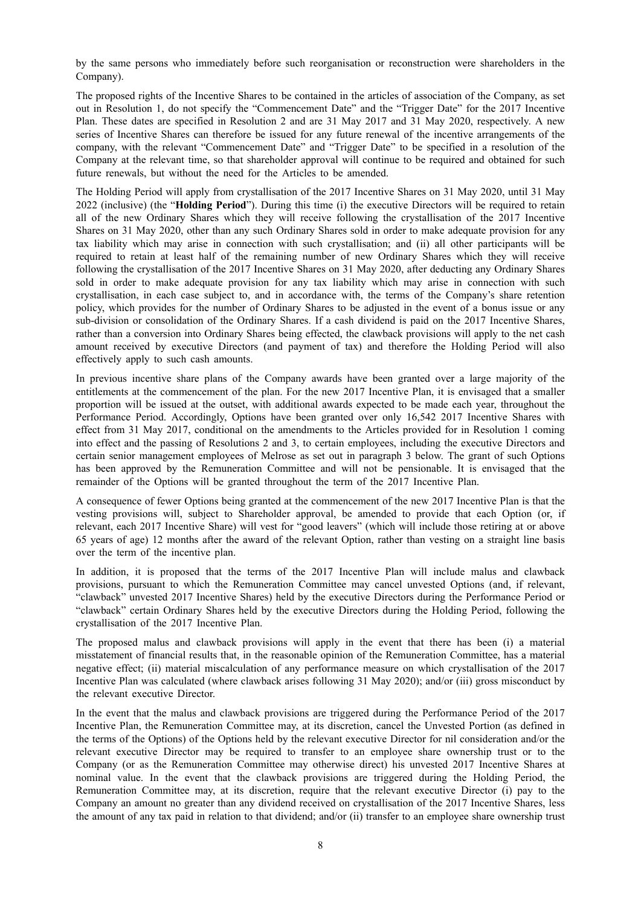by the same persons who immediately before such reorganisation or reconstruction were shareholders in the Company).

The proposed rights of the Incentive Shares to be contained in the articles of association of the Company, as set out in Resolution 1, do not specify the "Commencement Date" and the "Trigger Date" for the 2017 Incentive Plan. These dates are specified in Resolution 2 and are 31 May 2017 and 31 May 2020, respectively. A new series of Incentive Shares can therefore be issued for any future renewal of the incentive arrangements of the company, with the relevant "Commencement Date" and "Trigger Date" to be specified in a resolution of the Company at the relevant time, so that shareholder approval will continue to be required and obtained for such future renewals, but without the need for the Articles to be amended.

The Holding Period will apply from crystallisation of the 2017 Incentive Shares on 31 May 2020, until 31 May 2022 (inclusive) (the "**Holding Period**"). During this time (i) the executive Directors will be required to retain all of the new Ordinary Shares which they will receive following the crystallisation of the 2017 Incentive Shares on 31 May 2020, other than any such Ordinary Shares sold in order to make adequate provision for any tax liability which may arise in connection with such crystallisation; and (ii) all other participants will be required to retain at least half of the remaining number of new Ordinary Shares which they will receive following the crystallisation of the 2017 Incentive Shares on 31 May 2020, after deducting any Ordinary Shares sold in order to make adequate provision for any tax liability which may arise in connection with such crystallisation, in each case subject to, and in accordance with, the terms of the Company's share retention policy, which provides for the number of Ordinary Shares to be adjusted in the event of a bonus issue or any sub-division or consolidation of the Ordinary Shares. If a cash dividend is paid on the 2017 Incentive Shares, rather than a conversion into Ordinary Shares being effected, the clawback provisions will apply to the net cash amount received by executive Directors (and payment of tax) and therefore the Holding Period will also effectively apply to such cash amounts.

In previous incentive share plans of the Company awards have been granted over a large majority of the entitlements at the commencement of the plan. For the new 2017 Incentive Plan, it is envisaged that a smaller proportion will be issued at the outset, with additional awards expected to be made each year, throughout the Performance Period. Accordingly, Options have been granted over only 16,542 2017 Incentive Shares with effect from 31 May 2017, conditional on the amendments to the Articles provided for in Resolution 1 coming into effect and the passing of Resolutions 2 and 3, to certain employees, including the executive Directors and certain senior management employees of Melrose as set out in paragraph 3 below. The grant of such Options has been approved by the Remuneration Committee and will not be pensionable. It is envisaged that the remainder of the Options will be granted throughout the term of the 2017 Incentive Plan.

A consequence of fewer Options being granted at the commencement of the new 2017 Incentive Plan is that the vesting provisions will, subject to Shareholder approval, be amended to provide that each Option (or, if relevant, each 2017 Incentive Share) will vest for "good leavers" (which will include those retiring at or above 65 years of age) 12 months after the award of the relevant Option, rather than vesting on a straight line basis over the term of the incentive plan.

In addition, it is proposed that the terms of the 2017 Incentive Plan will include malus and clawback provisions, pursuant to which the Remuneration Committee may cancel unvested Options (and, if relevant, "clawback" unvested 2017 Incentive Shares) held by the executive Directors during the Performance Period or "clawback" certain Ordinary Shares held by the executive Directors during the Holding Period, following the crystallisation of the 2017 Incentive Plan.

The proposed malus and clawback provisions will apply in the event that there has been (i) a material misstatement of financial results that, in the reasonable opinion of the Remuneration Committee, has a material negative effect; (ii) material miscalculation of any performance measure on which crystallisation of the 2017 Incentive Plan was calculated (where clawback arises following 31 May 2020); and/or (iii) gross misconduct by the relevant executive Director.

In the event that the malus and clawback provisions are triggered during the Performance Period of the 2017 Incentive Plan, the Remuneration Committee may, at its discretion, cancel the Unvested Portion (as defined in the terms of the Options) of the Options held by the relevant executive Director for nil consideration and/or the relevant executive Director may be required to transfer to an employee share ownership trust or to the Company (or as the Remuneration Committee may otherwise direct) his unvested 2017 Incentive Shares at nominal value. In the event that the clawback provisions are triggered during the Holding Period, the Remuneration Committee may, at its discretion, require that the relevant executive Director (i) pay to the Company an amount no greater than any dividend received on crystallisation of the 2017 Incentive Shares, less the amount of any tax paid in relation to that dividend; and/or (ii) transfer to an employee share ownership trust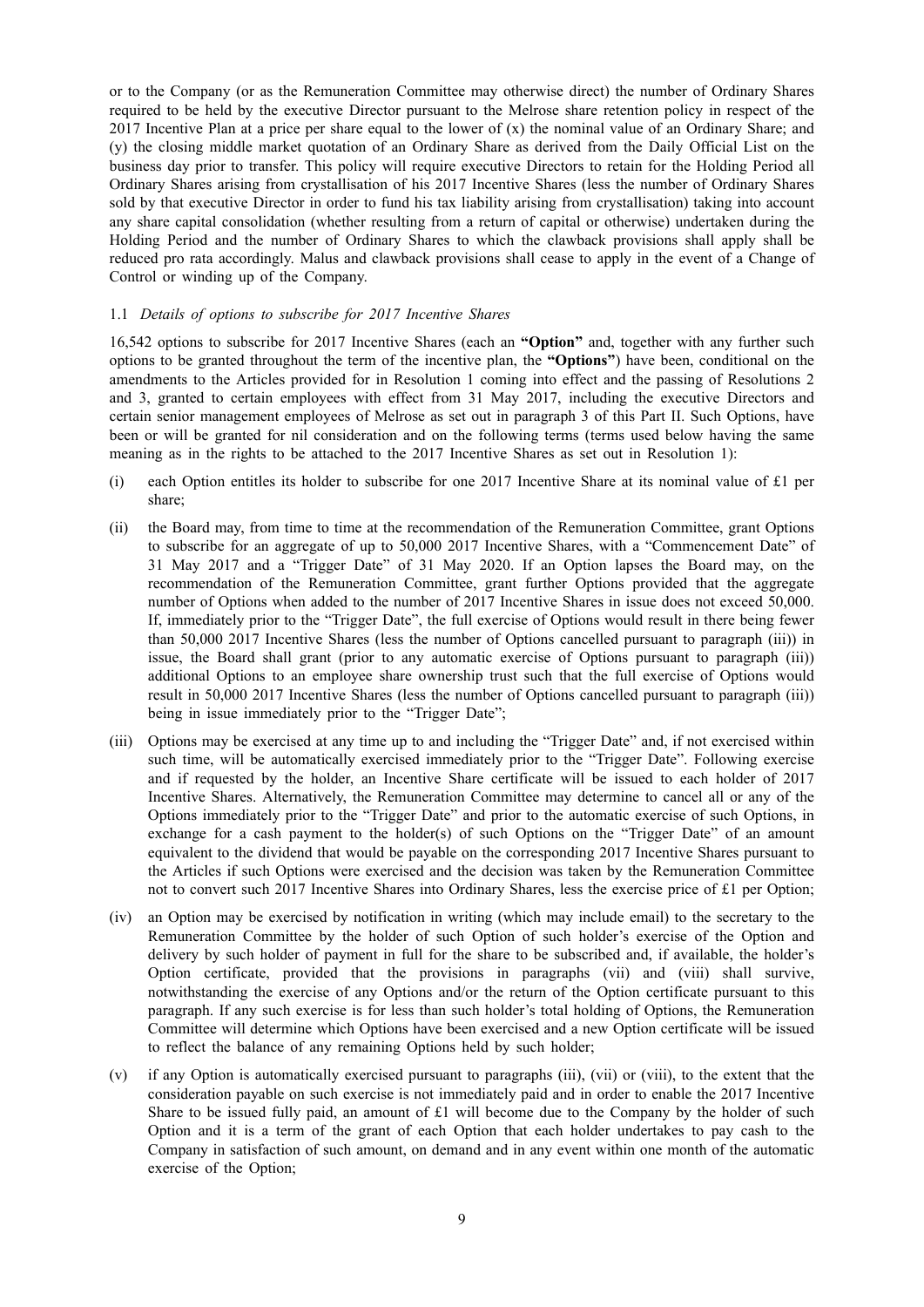or to the Company (or as the Remuneration Committee may otherwise direct) the number of Ordinary Shares required to be held by the executive Director pursuant to the Melrose share retention policy in respect of the 2017 Incentive Plan at a price per share equal to the lower of (x) the nominal value of an Ordinary Share; and (y) the closing middle market quotation of an Ordinary Share as derived from the Daily Official List on the business day prior to transfer. This policy will require executive Directors to retain for the Holding Period all Ordinary Shares arising from crystallisation of his 2017 Incentive Shares (less the number of Ordinary Shares sold by that executive Director in order to fund his tax liability arising from crystallisation) taking into account any share capital consolidation (whether resulting from a return of capital or otherwise) undertaken during the Holding Period and the number of Ordinary Shares to which the clawback provisions shall apply shall be reduced pro rata accordingly. Malus and clawback provisions shall cease to apply in the event of a Change of Control or winding up of the Company.

### 1.1 *Details of options to subscribe for 2017 Incentive Shares*

16,542 options to subscribe for 2017 Incentive Shares (each an **"Option"** and, together with any further such options to be granted throughout the term of the incentive plan, the **"Options"**) have been, conditional on the amendments to the Articles provided for in Resolution 1 coming into effect and the passing of Resolutions 2 and 3, granted to certain employees with effect from 31 May 2017, including the executive Directors and certain senior management employees of Melrose as set out in paragraph 3 of this Part II. Such Options, have been or will be granted for nil consideration and on the following terms (terms used below having the same meaning as in the rights to be attached to the 2017 Incentive Shares as set out in Resolution 1):

(i) each Option entitles its holder to subscribe for one 2017 Incentive Share at its nominal value of £1 per share;

(ii) the Board may, from time to time at the recommendation of the Remuneration Committee, grant Options to subscribe for an aggregate of up to 50,000 2017 Incentive Shares, with a "Commencement Date" of 31 May 2017 and a "Trigger Date" of 31 May 2020. If an Option lapses the Board may, on the recommendation of the Remuneration Committee, grant further Options provided that the aggregate number of Options when added to the number of 2017 Incentive Shares in issue does not exceed 50,000. If, immediately prior to the "Trigger Date", the full exercise of Options would result in there being fewer than 50,000 2017 Incentive Shares (less the number of Options cancelled pursuant to paragraph (iii)) in issue, the Board shall grant (prior to any automatic exercise of Options pursuant to paragraph (iii)) additional Options to an employee share ownership trust such that the full exercise of Options would result in 50,000 2017 Incentive Shares (less the number of Options cancelled pursuant to paragraph (iii)) being in issue immediately prior to the "Trigger Date";

(iii) Options may be exercised at any time up to and including the "Trigger Date" and, if not exercised within such time, will be automatically exercised immediately prior to the "Trigger Date". Following exercise and if requested by the holder, an Incentive Share certificate will be issued to each holder of 2017 Incentive Shares. Alternatively, the Remuneration Committee may determine to cancel all or any of the Options immediately prior to the "Trigger Date" and prior to the automatic exercise of such Options, in exchange for a cash payment to the holder(s) of such Options on the "Trigger Date" of an amount equivalent to the dividend that would be payable on the corresponding 2017 Incentive Shares pursuant to the Articles if such Options were exercised and the decision was taken by the Remuneration Committee not to convert such 2017 Incentive Shares into Ordinary Shares, less the exercise price of £1 per Option;

(iv) an Option may be exercised by notification in writing (which may include email) to the secretary to the Remuneration Committee by the holder of such Option of such holder's exercise of the Option and delivery by such holder of payment in full for the share to be subscribed and, if available, the holder's Option certificate, provided that the provisions in paragraphs (vii) and (viii) shall survive, notwithstanding the exercise of any Options and/or the return of the Option certificate pursuant to this paragraph. If any such exercise is for less than such holder's total holding of Options, the Remuneration Committee will determine which Options have been exercised and a new Option certificate will be issued to reflect the balance of any remaining Options held by such holder;

(v) if any Option is automatically exercised pursuant to paragraphs (iii), (vii) or (viii), to the extent that the consideration payable on such exercise is not immediately paid and in order to enable the 2017 Incentive Share to be issued fully paid, an amount of £1 will become due to the Company by the holder of such Option and it is a term of the grant of each Option that each holder undertakes to pay cash to the Company in satisfaction of such amount, on demand and in any event within one month of the automatic exercise of the Option;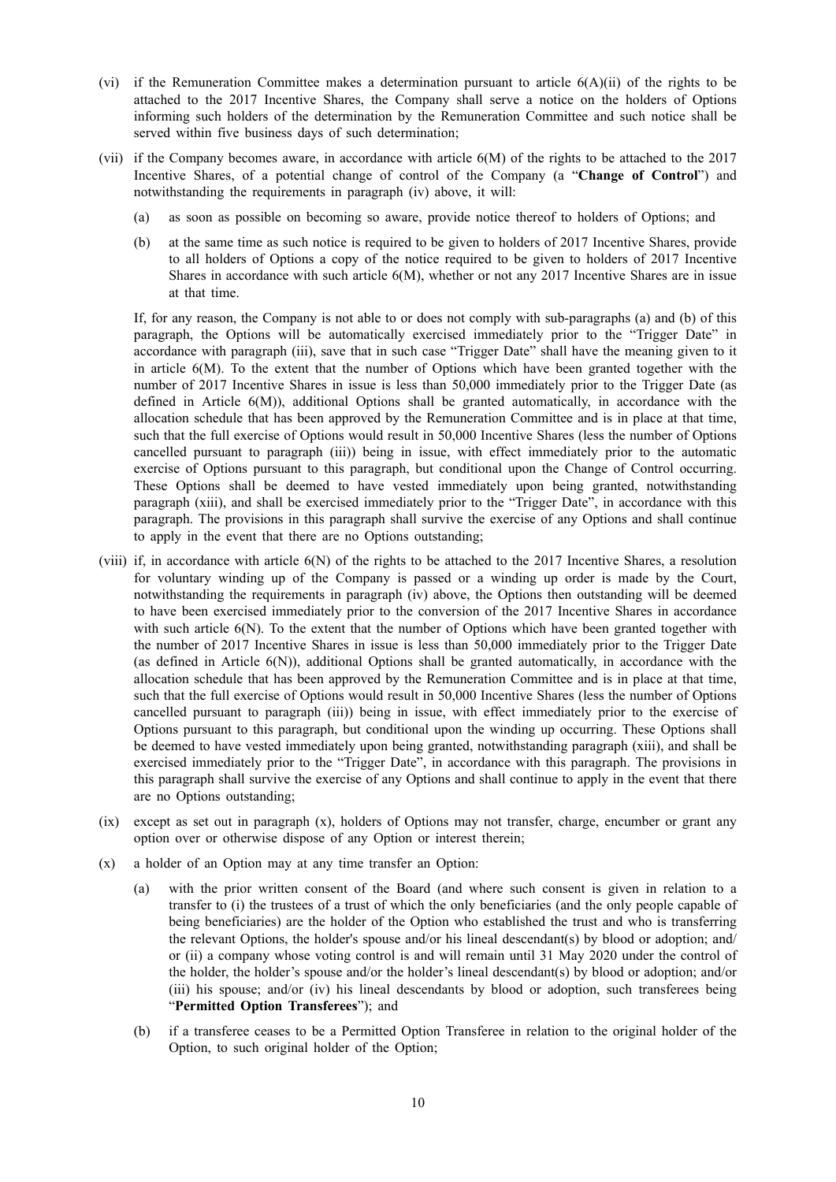(vi) if the Remuneration Committee makes a determination pursuant to article 6(A)(ii) of the rights to be attached to the 2017 Incentive Shares, the Company shall serve a notice on the holders of Options informing such holders of the determination by the Remuneration Committee and such notice shall be served within five business days of such determination;

(vii) if the Company becomes aware, in accordance with article 6(M) of the rights to be attached to the 2017 Incentive Shares, of a potential change of control of the Company (a "**Change of Control**") and notwithstanding the requirements in paragraph (iv) above, it will:

   (a) as soon as possible on becoming so aware, provide notice thereof to holders of Options; and

   (b) at the same time as such notice is required to be given to holders of 2017 Incentive Shares, provide to all holders of Options a copy of the notice required to be given to holders of 2017 Incentive Shares in accordance with such article 6(M), whether or not any 2017 Incentive Shares are in issue at that time.

   If, for any reason, the Company is not able to or does not comply with sub-paragraphs (a) and (b) of this paragraph, the Options will be automatically exercised immediately prior to the "Trigger Date" in accordance with paragraph (iii), save that in such case "Trigger Date" shall have the meaning given to it in article 6(M). To the extent that the number of Options which have been granted together with the number of 2017 Incentive Shares in issue is less than 50,000 immediately prior to the Trigger Date (as defined in Article 6(M)), additional Options shall be granted automatically, in accordance with the allocation schedule that has been approved by the Remuneration Committee and is in place at that time, such that the full exercise of Options would result in 50,000 Incentive Shares (less the number of Options cancelled pursuant to paragraph (iii)) being in issue, with effect immediately prior to the automatic exercise of Options pursuant to this paragraph, but conditional upon the Change of Control occurring. These Options shall be deemed to have vested immediately upon being granted, notwithstanding paragraph (xiii), and shall be exercised immediately prior to the "Trigger Date", in accordance with this paragraph. The provisions in this paragraph shall survive the exercise of any Options and shall continue to apply in the event that there are no Options outstanding;

(viii) if, in accordance with article 6(N) of the rights to be attached to the 2017 Incentive Shares, a resolution for voluntary winding up of the Company is passed or a winding up order is made by the Court, notwithstanding the requirements in paragraph (iv) above, the Options then outstanding will be deemed to have been exercised immediately prior to the conversion of the 2017 Incentive Shares in accordance with such article 6(N). To the extent that the number of Options which have been granted together with the number of 2017 Incentive Shares in issue is less than 50,000 immediately prior to the Trigger Date (as defined in Article 6(N)), additional Options shall be granted automatically, in accordance with the allocation schedule that has been approved by the Remuneration Committee and is in place at that time, such that the full exercise of Options would result in 50,000 Incentive Shares (less the number of Options cancelled pursuant to paragraph (iii)) being in issue, with effect immediately prior to the exercise of Options pursuant to this paragraph, but conditional upon the winding up occurring. These Options shall be deemed to have vested immediately upon being granted, notwithstanding paragraph (xiii), and shall be exercised immediately prior to the "Trigger Date", in accordance with this paragraph. The provisions in this paragraph shall survive the exercise of any Options and shall continue to apply in the event that there are no Options outstanding;

(ix) except as set out in paragraph (x), holders of Options may not transfer, charge, encumber or grant any option over or otherwise dispose of any Option or interest therein;

(x) a holder of an Option may at any time transfer an Option:

   (a) with the prior written consent of the Board (and where such consent is given in relation to a transfer to (i) the trustees of a trust of which the only beneficiaries (and the only people capable of being beneficiaries) are the holder of the Option who established the trust and who is transferring the relevant Options, the holder's spouse and/or his lineal descendant(s) by blood or adoption; and/or (ii) a company whose voting control is and will remain until 31 May 2020 under the control of the holder, the holder's spouse and/or the holder's lineal descendant(s) by blood or adoption; and/or (iii) his spouse; and/or (iv) his lineal descendants by blood or adoption, such transferees being "**Permitted Option Transferees**"); and

   (b) if a transferee ceases to be a Permitted Option Transferee in relation to the original holder of the Option, to such original holder of the Option;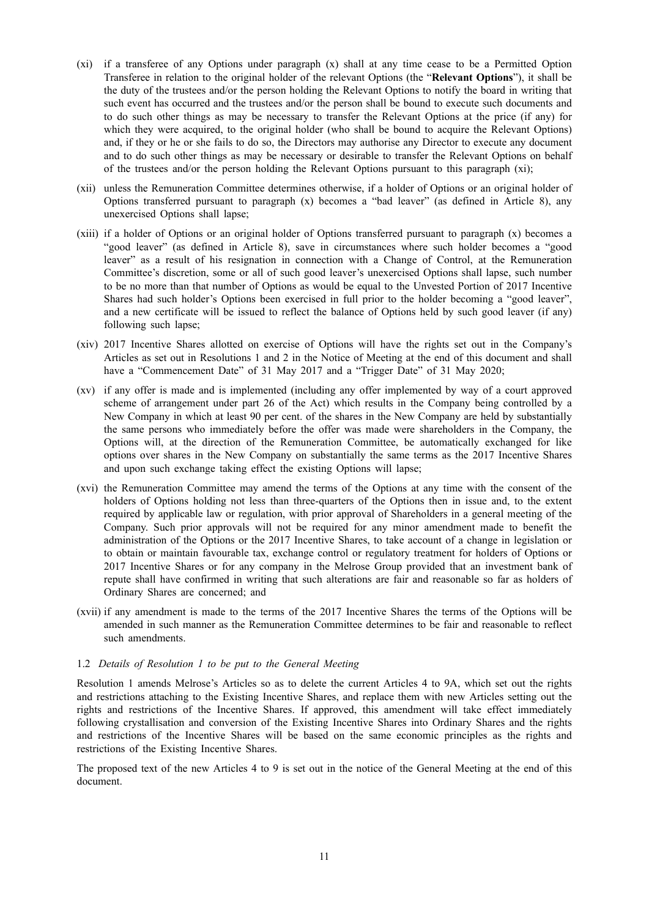(xi) if a transferee of any Options under paragraph (x) shall at any time cease to be a Permitted Option Transferee in relation to the original holder of the relevant Options (the "**Relevant Options**"), it shall be the duty of the trustees and/or the person holding the Relevant Options to notify the board in writing that such event has occurred and the trustees and/or the person shall be bound to execute such documents and to do such other things as may be necessary to transfer the Relevant Options at the price (if any) for which they were acquired, to the original holder (who shall be bound to acquire the Relevant Options) and, if they or he or she fails to do so, the Directors may authorise any Director to execute any document and to do such other things as may be necessary or desirable to transfer the Relevant Options on behalf of the trustees and/or the person holding the Relevant Options pursuant to this paragraph (xi);

(xii) unless the Remuneration Committee determines otherwise, if a holder of Options or an original holder of Options transferred pursuant to paragraph (x) becomes a "bad leaver" (as defined in Article 8), any unexercised Options shall lapse;

(xiii) if a holder of Options or an original holder of Options transferred pursuant to paragraph (x) becomes a "good leaver" (as defined in Article 8), save in circumstances where such holder becomes a "good leaver" as a result of his resignation in connection with a Change of Control, at the Remuneration Committee's discretion, some or all of such good leaver's unexercised Options shall lapse, such number to be no more than that number of Options as would be equal to the Unvested Portion of 2017 Incentive Shares had such holder's Options been exercised in full prior to the holder becoming a "good leaver", and a new certificate will be issued to reflect the balance of Options held by such good leaver (if any) following such lapse;

(xiv) 2017 Incentive Shares allotted on exercise of Options will have the rights set out in the Company's Articles as set out in Resolutions 1 and 2 in the Notice of Meeting at the end of this document and shall have a "Commencement Date" of 31 May 2017 and a "Trigger Date" of 31 May 2020;

(xv) if any offer is made and is implemented (including any offer implemented by way of a court approved scheme of arrangement under part 26 of the Act) which results in the Company being controlled by a New Company in which at least 90 per cent. of the shares in the New Company are held by substantially the same persons who immediately before the offer was made were shareholders in the Company, the Options will, at the direction of the Remuneration Committee, be automatically exchanged for like options over shares in the New Company on substantially the same terms as the 2017 Incentive Shares and upon such exchange taking effect the existing Options will lapse;

(xvi) the Remuneration Committee may amend the terms of the Options at any time with the consent of the holders of Options holding not less than three-quarters of the Options then in issue and, to the extent required by applicable law or regulation, with prior approval of Shareholders in a general meeting of the Company. Such prior approvals will not be required for any minor amendment made to benefit the administration of the Options or the 2017 Incentive Shares, to take account of a change in legislation or to obtain or maintain favourable tax, exchange control or regulatory treatment for holders of Options or 2017 Incentive Shares or for any company in the Melrose Group provided that an investment bank of repute shall have confirmed in writing that such alterations are fair and reasonable so far as holders of Ordinary Shares are concerned; and

(xvii) if any amendment is made to the terms of the 2017 Incentive Shares the terms of the Options will be amended in such manner as the Remuneration Committee determines to be fair and reasonable to reflect such amendments.

### 1.2 *Details of Resolution 1 to be put to the General Meeting*

Resolution 1 amends Melrose's Articles so as to delete the current Articles 4 to 9A, which set out the rights and restrictions attaching to the Existing Incentive Shares, and replace them with new Articles setting out the rights and restrictions of the Incentive Shares. If approved, this amendment will take effect immediately following crystallisation and conversion of the Existing Incentive Shares into Ordinary Shares and the rights and restrictions of the Incentive Shares will be based on the same economic principles as the rights and restrictions of the Existing Incentive Shares.

The proposed text of the new Articles 4 to 9 is set out in the notice of the General Meeting at the end of this document.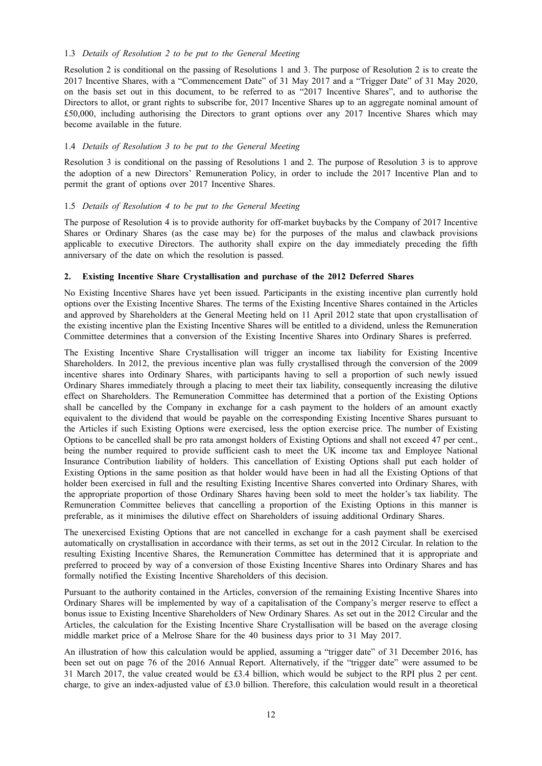### 1.3 *Details of Resolution 2 to be put to the General Meeting*

Resolution 2 is conditional on the passing of Resolutions 1 and 3. The purpose of Resolution 2 is to create the 2017 Incentive Shares, with a "Commencement Date" of 31 May 2017 and a "Trigger Date" of 31 May 2020, on the basis set out in this document, to be referred to as "2017 Incentive Shares", and to authorise the Directors to allot, or grant rights to subscribe for, 2017 Incentive Shares up to an aggregate nominal amount of £50,000, including authorising the Directors to grant options over any 2017 Incentive Shares which may become available in the future.

### 1.4 *Details of Resolution 3 to be put to the General Meeting*

Resolution 3 is conditional on the passing of Resolutions 1 and 2. The purpose of Resolution 3 is to approve the adoption of a new Directors' Remuneration Policy, in order to include the 2017 Incentive Plan and to permit the grant of options over 2017 Incentive Shares.

### 1.5 *Details of Resolution 4 to be put to the General Meeting*

The purpose of Resolution 4 is to provide authority for off-market buybacks by the Company of 2017 Incentive Shares or Ordinary Shares (as the case may be) for the purposes of the malus and clawback provisions applicable to executive Directors. The authority shall expire on the day immediately preceding the fifth anniversary of the date on which the resolution is passed.

## 2. Existing Incentive Share Crystallisation and purchase of the 2012 Deferred Shares

No Existing Incentive Shares have yet been issued. Participants in the existing incentive plan currently hold options over the Existing Incentive Shares. The terms of the Existing Incentive Shares contained in the Articles and approved by Shareholders at the General Meeting held on 11 April 2012 state that upon crystallisation of the existing incentive plan the Existing Incentive Shares will be entitled to a dividend, unless the Remuneration Committee determines that a conversion of the Existing Incentive Shares into Ordinary Shares is preferred.

The Existing Incentive Share Crystallisation will trigger an income tax liability for Existing Incentive Shareholders. In 2012, the previous incentive plan was fully crystallised through the conversion of the 2009 incentive shares into Ordinary Shares, with participants having to sell a proportion of such newly issued Ordinary Shares immediately through a placing to meet their tax liability, consequently increasing the dilutive effect on Shareholders. The Remuneration Committee has determined that a portion of the Existing Options shall be cancelled by the Company in exchange for a cash payment to the holders of an amount exactly equivalent to the dividend that would be payable on the corresponding Existing Incentive Shares pursuant to the Articles if such Existing Options were exercised, less the option exercise price. The number of Existing Options to be cancelled shall be pro rata amongst holders of Existing Options and shall not exceed 47 per cent., being the number required to provide sufficient cash to meet the UK income tax and Employee National Insurance Contribution liability of holders. This cancellation of Existing Options shall put each holder of Existing Options in the same position as that holder would have been in had all the Existing Options of that holder been exercised in full and the resulting Existing Incentive Shares converted into Ordinary Shares, with the appropriate proportion of those Ordinary Shares having been sold to meet the holder's tax liability. The Remuneration Committee believes that cancelling a proportion of the Existing Options in this manner is preferable, as it minimises the dilutive effect on Shareholders of issuing additional Ordinary Shares.

The unexercised Existing Options that are not cancelled in exchange for a cash payment shall be exercised automatically on crystallisation in accordance with their terms, as set out in the 2012 Circular. In relation to the resulting Existing Incentive Shares, the Remuneration Committee has determined that it is appropriate and preferred to proceed by way of a conversion of those Existing Incentive Shares into Ordinary Shares and has formally notified the Existing Incentive Shareholders of this decision.

Pursuant to the authority contained in the Articles, conversion of the remaining Existing Incentive Shares into Ordinary Shares will be implemented by way of a capitalisation of the Company's merger reserve to effect a bonus issue to Existing Incentive Shareholders of New Ordinary Shares. As set out in the 2012 Circular and the Articles, the calculation for the Existing Incentive Share Crystallisation will be based on the average closing middle market price of a Melrose Share for the 40 business days prior to 31 May 2017.

An illustration of how this calculation would be applied, assuming a "trigger date" of 31 December 2016, has been set out on page 76 of the 2016 Annual Report. Alternatively, if the "trigger date" were assumed to be 31 March 2017, the value created would be £3.4 billion, which would be subject to the RPI plus 2 per cent. charge, to give an index-adjusted value of £3.0 billion. Therefore, this calculation would result in a theoretical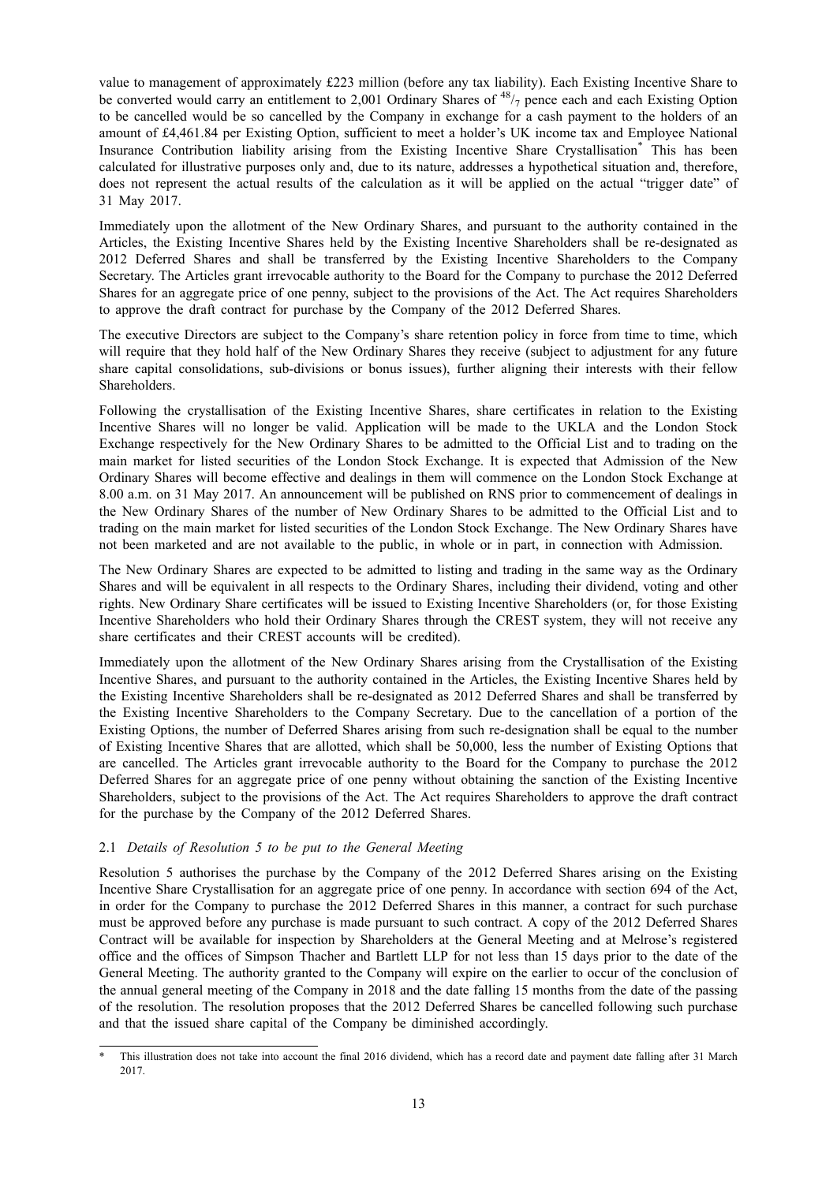value to management of approximately £223 million (before any tax liability). Each Existing Incentive Share to be converted would carry an entitlement to 2,001 Ordinary Shares of $^{48}/_{7}$ pence each and each Existing Option to be cancelled would be so cancelled by the Company in exchange for a cash payment to the holders of an amount of £4,461.84 per Existing Option, sufficient to meet a holder's UK income tax and Employee National Insurance Contribution liability arising from the Existing Incentive Share Crystallisation* This has been calculated for illustrative purposes only and, due to its nature, addresses a hypothetical situation and, therefore, does not represent the actual results of the calculation as it will be applied on the actual "trigger date" of 31 May 2017.

Immediately upon the allotment of the New Ordinary Shares, and pursuant to the authority contained in the Articles, the Existing Incentive Shares held by the Existing Incentive Shareholders shall be re-designated as 2012 Deferred Shares and shall be transferred by the Existing Incentive Shareholders to the Company Secretary. The Articles grant irrevocable authority to the Board for the Company to purchase the 2012 Deferred Shares for an aggregate price of one penny, subject to the provisions of the Act. The Act requires Shareholders to approve the draft contract for purchase by the Company of the 2012 Deferred Shares.

The executive Directors are subject to the Company's share retention policy in force from time to time, which will require that they hold half of the New Ordinary Shares they receive (subject to adjustment for any future share capital consolidations, sub-divisions or bonus issues), further aligning their interests with their fellow Shareholders.

Following the crystallisation of the Existing Incentive Shares, share certificates in relation to the Existing Incentive Shares will no longer be valid. Application will be made to the UKLA and the London Stock Exchange respectively for the New Ordinary Shares to be admitted to the Official List and to trading on the main market for listed securities of the London Stock Exchange. It is expected that Admission of the New Ordinary Shares will become effective and dealings in them will commence on the London Stock Exchange at 8.00 a.m. on 31 May 2017. An announcement will be published on RNS prior to commencement of dealings in the New Ordinary Shares of the number of New Ordinary Shares to be admitted to the Official List and to trading on the main market for listed securities of the London Stock Exchange. The New Ordinary Shares have not been marketed and are not available to the public, in whole or in part, in connection with Admission.

The New Ordinary Shares are expected to be admitted to listing and trading in the same way as the Ordinary Shares and will be equivalent in all respects to the Ordinary Shares, including their dividend, voting and other rights. New Ordinary Share certificates will be issued to Existing Incentive Shareholders (or, for those Existing Incentive Shareholders who hold their Ordinary Shares through the CREST system, they will not receive any share certificates and their CREST accounts will be credited).

Immediately upon the allotment of the New Ordinary Shares arising from the Crystallisation of the Existing Incentive Shares, and pursuant to the authority contained in the Articles, the Existing Incentive Shares held by the Existing Incentive Shareholders shall be re-designated as 2012 Deferred Shares and shall be transferred by the Existing Incentive Shareholders to the Company Secretary. Due to the cancellation of a portion of the Existing Options, the number of Deferred Shares arising from such re-designation shall be equal to the number of Existing Incentive Shares that are allotted, which shall be 50,000, less the number of Existing Options that are cancelled. The Articles grant irrevocable authority to the Board for the Company to purchase the 2012 Deferred Shares for an aggregate price of one penny without obtaining the sanction of the Existing Incentive Shareholders, subject to the provisions of the Act. The Act requires Shareholders to approve the draft contract for the purchase by the Company of the 2012 Deferred Shares.

### 2.1 *Details of Resolution 5 to be put to the General Meeting*

Resolution 5 authorises the purchase by the Company of the 2012 Deferred Shares arising on the Existing Incentive Share Crystallisation for an aggregate price of one penny. In accordance with section 694 of the Act, in order for the Company to purchase the 2012 Deferred Shares in this manner, a contract for such purchase must be approved before any purchase is made pursuant to such contract. A copy of the 2012 Deferred Shares Contract will be available for inspection by Shareholders at the General Meeting and at Melrose's registered office and the offices of Simpson Thacher and Bartlett LLP for not less than 15 days prior to the date of the General Meeting. The authority granted to the Company will expire on the earlier to occur of the conclusion of the annual general meeting of the Company in 2018 and the date falling 15 months from the date of the passing of the resolution. The resolution proposes that the 2012 Deferred Shares be cancelled following such purchase and that the issued share capital of the Company be diminished accordingly.

---

\* This illustration does not take into account the final 2016 dividend, which has a record date and payment date falling after 31 March 2017.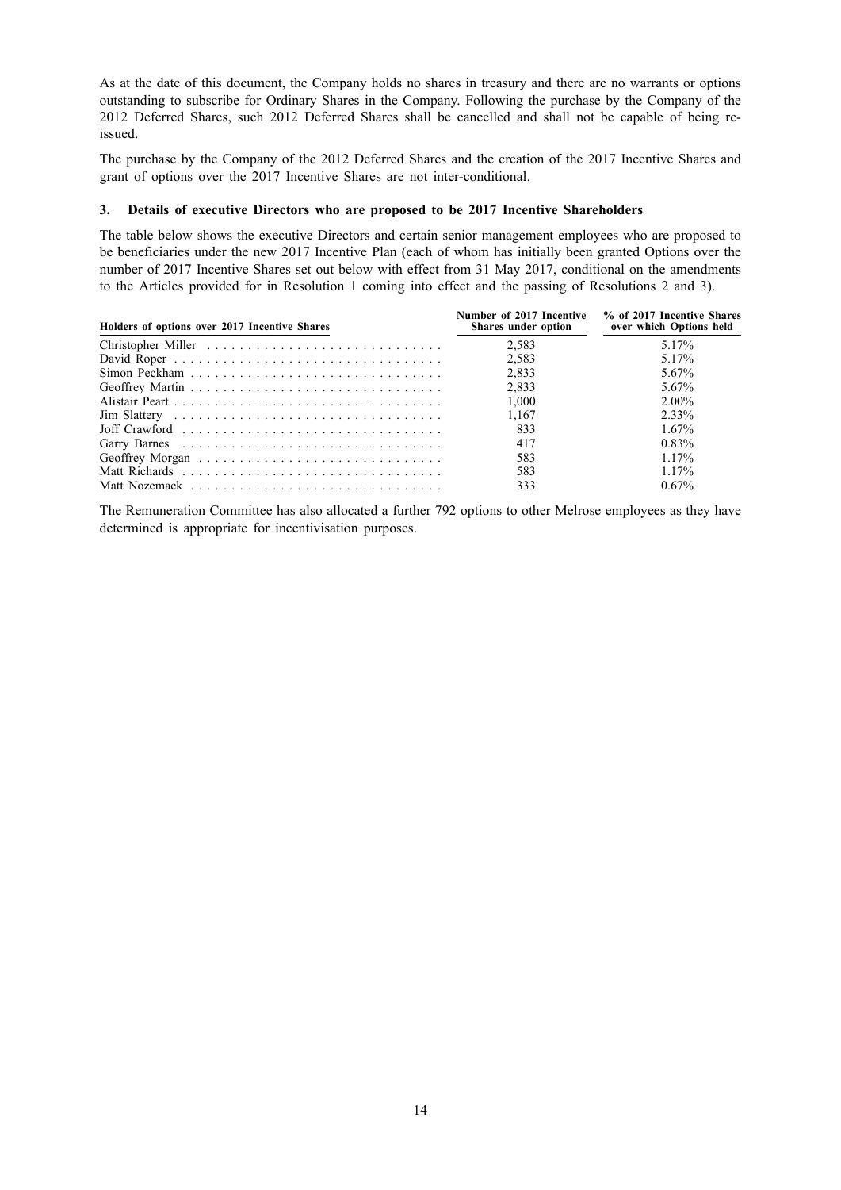As at the date of this document, the Company holds no shares in treasury and there are no warrants or options outstanding to subscribe for Ordinary Shares in the Company. Following the purchase by the Company of the 2012 Deferred Shares, such 2012 Deferred Shares shall be cancelled and shall not be capable of being re-issued.

The purchase by the Company of the 2012 Deferred Shares and the creation of the 2017 Incentive Shares and grant of options over the 2017 Incentive Shares are not inter-conditional.

### 3. Details of executive Directors who are proposed to be 2017 Incentive Shareholders

The table below shows the executive Directors and certain senior management employees who are proposed to be beneficiaries under the new 2017 Incentive Plan (each of whom has initially been granted Options over the number of 2017 Incentive Shares set out below with effect from 31 May 2017, conditional on the amendments to the Articles provided for in Resolution 1 coming into effect and the passing of Resolutions 2 and 3).

| Holders of options over 2017 Incentive Shares | Number of 2017 Incentive Shares under option | % of 2017 Incentive Shares over which Options held |
|---|---|---|
| Christopher Miller | 2,583 | 5.17% |
| David Roper | 2,583 | 5.17% |
| Simon Peckham | 2,833 | 5.67% |
| Geoffrey Martin | 2,833 | 5.67% |
| Alistair Peart | 1,000 | 2.00% |
| Jim Slattery | 1,167 | 2.33% |
| Joff Crawford | 833 | 1.67% |
| Garry Barnes | 417 | 0.83% |
| Geoffrey Morgan | 583 | 1.17% |
| Matt Richards | 583 | 1.17% |
| Matt Nozemack | 333 | 0.67% |

The Remuneration Committee has also allocated a further 792 options to other Melrose employees as they have determined is appropriate for incentivisation purposes.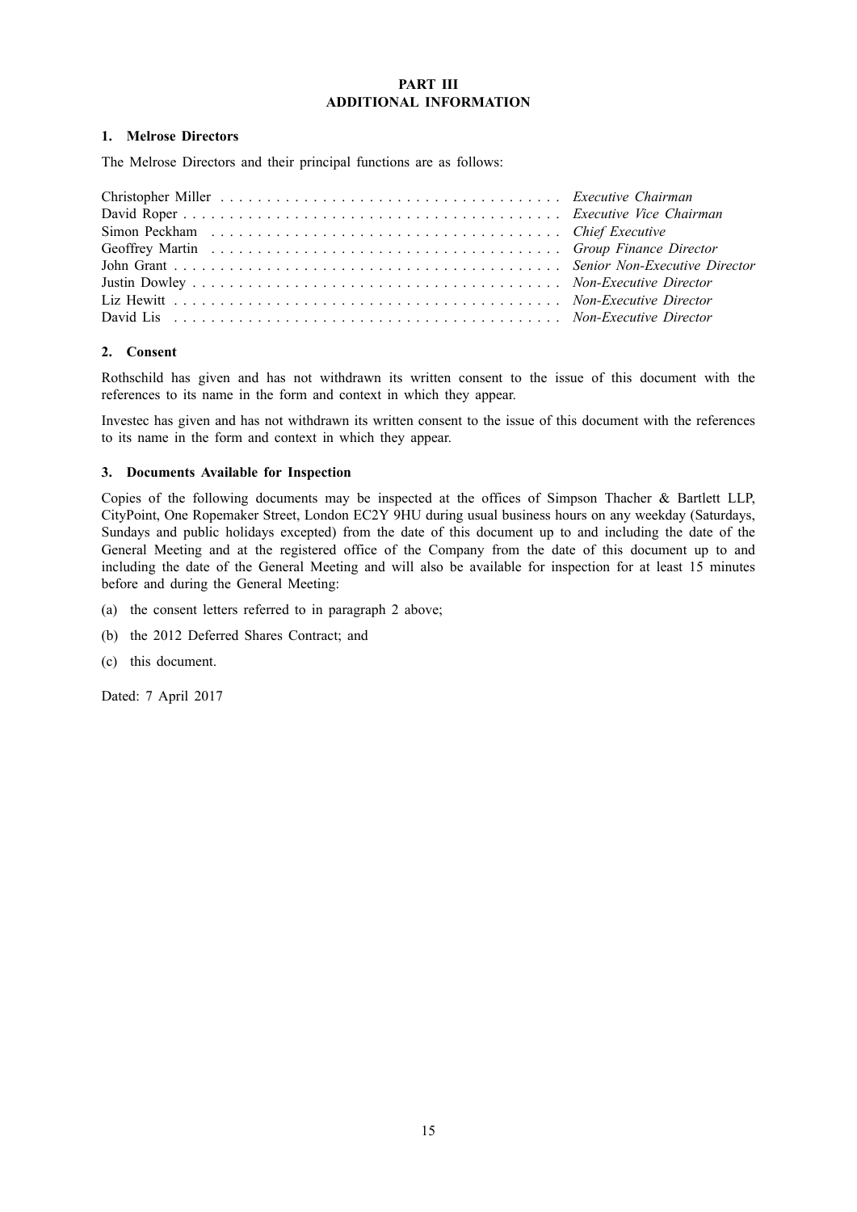# PART III
# ADDITIONAL INFORMATION

## 1. Melrose Directors

The Melrose Directors and their principal functions are as follows:

| | |
|---|---|
| Christopher Miller | *Executive Chairman* |
| David Roper | *Executive Vice Chairman* |
| Simon Peckham | *Chief Executive* |
| Geoffrey Martin | *Group Finance Director* |
| John Grant | *Senior Non-Executive Director* |
| Justin Dowley | *Non-Executive Director* |
| Liz Hewitt | *Non-Executive Director* |
| David Lis | *Non-Executive Director* |

## 2. Consent

Rothschild has given and has not withdrawn its written consent to the issue of this document with the references to its name in the form and context in which they appear.

Investec has given and has not withdrawn its written consent to the issue of this document with the references to its name in the form and context in which they appear.

## 3. Documents Available for Inspection

Copies of the following documents may be inspected at the offices of Simpson Thacher & Bartlett LLP, CityPoint, One Ropemaker Street, London EC2Y 9HU during usual business hours on any weekday (Saturdays, Sundays and public holidays excepted) from the date of this document up to and including the date of the General Meeting and at the registered office of the Company from the date of this document up to and including the date of the General Meeting and will also be available for inspection for at least 15 minutes before and during the General Meeting:

(a) the consent letters referred to in paragraph 2 above;

(b) the 2012 Deferred Shares Contract; and

(c) this document.

Dated: 7 April 2017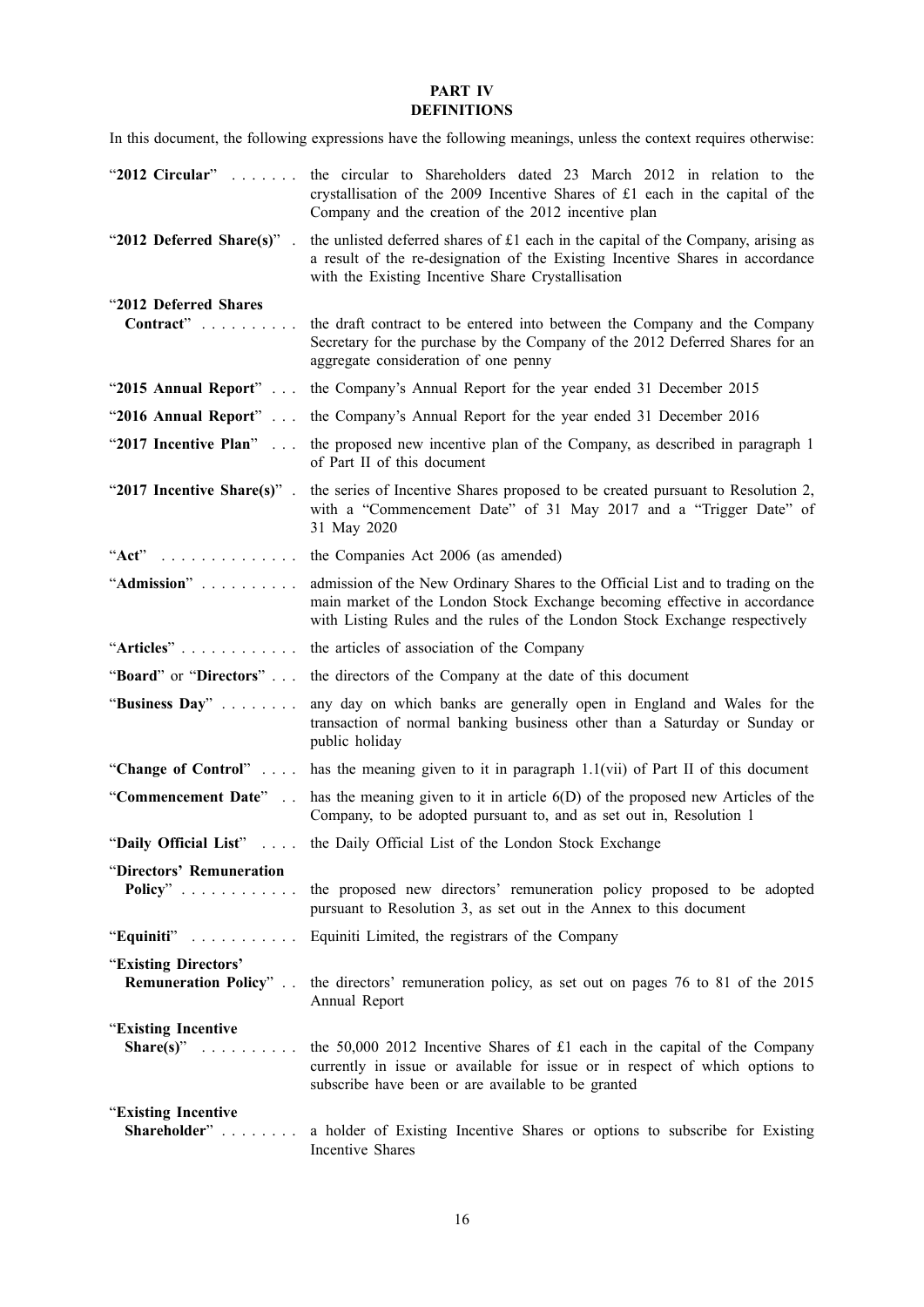# PART IV
# DEFINITIONS

In this document, the following expressions have the following meanings, unless the context requires otherwise:

| Term | Definition |
|---|---|
| "**2012 Circular**" | the circular to Shareholders dated 23 March 2012 in relation to the crystallisation of the 2009 Incentive Shares of £1 each in the capital of the Company and the creation of the 2012 incentive plan |
| "**2012 Deferred Share(s)**" | the unlisted deferred shares of £1 each in the capital of the Company, arising as a result of the re-designation of the Existing Incentive Shares in accordance with the Existing Incentive Share Crystallisation |
| "**2012 Deferred Shares Contract**" | the draft contract to be entered into between the Company and the Company Secretary for the purchase by the Company of the 2012 Deferred Shares for an aggregate consideration of one penny |
| "**2015 Annual Report**" | the Company's Annual Report for the year ended 31 December 2015 |
| "**2016 Annual Report**" | the Company's Annual Report for the year ended 31 December 2016 |
| "**2017 Incentive Plan**" | the proposed new incentive plan of the Company, as described in paragraph 1 of Part II of this document |
| "**2017 Incentive Share(s)**" | the series of Incentive Shares proposed to be created pursuant to Resolution 2, with a "Commencement Date" of 31 May 2017 and a "Trigger Date" of 31 May 2020 |
| "**Act**" | the Companies Act 2006 (as amended) |
| "**Admission**" | admission of the New Ordinary Shares to the Official List and to trading on the main market of the London Stock Exchange becoming effective in accordance with Listing Rules and the rules of the London Stock Exchange respectively |
| "**Articles**" | the articles of association of the Company |
| "**Board**" or "**Directors**" | the directors of the Company at the date of this document |
| "**Business Day**" | any day on which banks are generally open in England and Wales for the transaction of normal banking business other than a Saturday or Sunday or public holiday |
| "**Change of Control**" | has the meaning given to it in paragraph 1.1(vii) of Part II of this document |
| "**Commencement Date**" | has the meaning given to it in article 6(D) of the proposed new Articles of the Company, to be adopted pursuant to, and as set out in, Resolution 1 |
| "**Daily Official List**" | the Daily Official List of the London Stock Exchange |
| "**Directors' Remuneration Policy**" | the proposed new directors' remuneration policy proposed to be adopted pursuant to Resolution 3, as set out in the Annex to this document |
| "**Equiniti**" | Equiniti Limited, the registrars of the Company |
| "**Existing Directors' Remuneration Policy**" | the directors' remuneration policy, as set out on pages 76 to 81 of the 2015 Annual Report |
| "**Existing Incentive Share(s)**" | the 50,000 2012 Incentive Shares of £1 each in the capital of the Company currently in issue or available for issue or in respect of which options to subscribe have been or are available to be granted |
| "**Existing Incentive Shareholder**" | a holder of Existing Incentive Shares or options to subscribe for Existing Incentive Shares |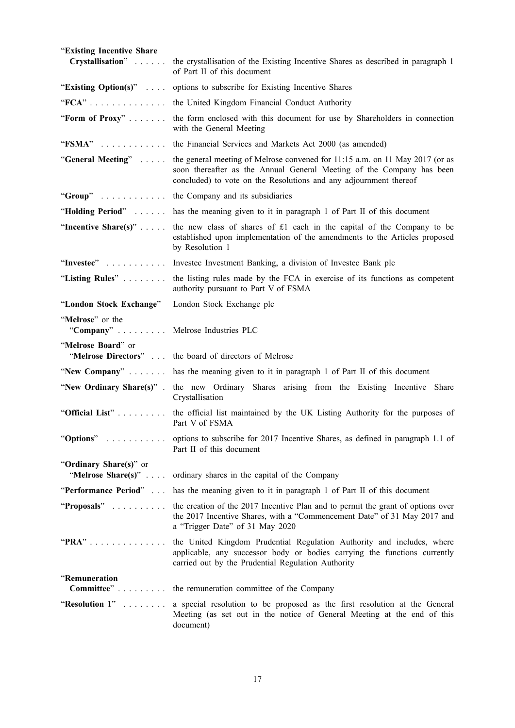| | |
|---|---|
| "**Existing Incentive Share Crystallisation**" | the crystallisation of the Existing Incentive Shares as described in paragraph 1 of Part II of this document |
| "**Existing Option(s)**" | options to subscribe for Existing Incentive Shares |
| "**FCA**" | the United Kingdom Financial Conduct Authority |
| "**Form of Proxy**" | the form enclosed with this document for use by Shareholders in connection with the General Meeting |
| "**FSMA**" | the Financial Services and Markets Act 2000 (as amended) |
| "**General Meeting**" | the general meeting of Melrose convened for 11:15 a.m. on 11 May 2017 (or as soon thereafter as the Annual General Meeting of the Company has been concluded) to vote on the Resolutions and any adjournment thereof |
| "**Group**" | the Company and its subsidiaries |
| "**Holding Period**" | has the meaning given to it in paragraph 1 of Part II of this document |
| "**Incentive Share(s)**" | the new class of shares of £1 each in the capital of the Company to be established upon implementation of the amendments to the Articles proposed by Resolution 1 |
| "**Investec**" | Investec Investment Banking, a division of Investec Bank plc |
| "**Listing Rules**" | the listing rules made by the FCA in exercise of its functions as competent authority pursuant to Part V of FSMA |
| "**London Stock Exchange**" | London Stock Exchange plc |
| "**Melrose**" or the "**Company**" | Melrose Industries PLC |
| "**Melrose Board**" or "**Melrose Directors**" | the board of directors of Melrose |
| "**New Company**" | has the meaning given to it in paragraph 1 of Part II of this document |
| "**New Ordinary Share(s)**" | the new Ordinary Shares arising from the Existing Incentive Share Crystallisation |
| "**Official List**" | the official list maintained by the UK Listing Authority for the purposes of Part V of FSMA |
| "**Options**" | options to subscribe for 2017 Incentive Shares, as defined in paragraph 1.1 of Part II of this document |
| "**Ordinary Share(s)**" or "**Melrose Share(s)**" | ordinary shares in the capital of the Company |
| "**Performance Period**" | has the meaning given to it in paragraph 1 of Part II of this document |
| "**Proposals**" | the creation of the 2017 Incentive Plan and to permit the grant of options over the 2017 Incentive Shares, with a "Commencement Date" of 31 May 2017 and a "Trigger Date" of 31 May 2020 |
| "**PRA**" | the United Kingdom Prudential Regulation Authority and includes, where applicable, any successor body or bodies carrying the functions currently carried out by the Prudential Regulation Authority |
| "**Remuneration Committee**" | the remuneration committee of the Company |
| "**Resolution 1**" | a special resolution to be proposed as the first resolution at the General Meeting (as set out in the notice of General Meeting at the end of this document) |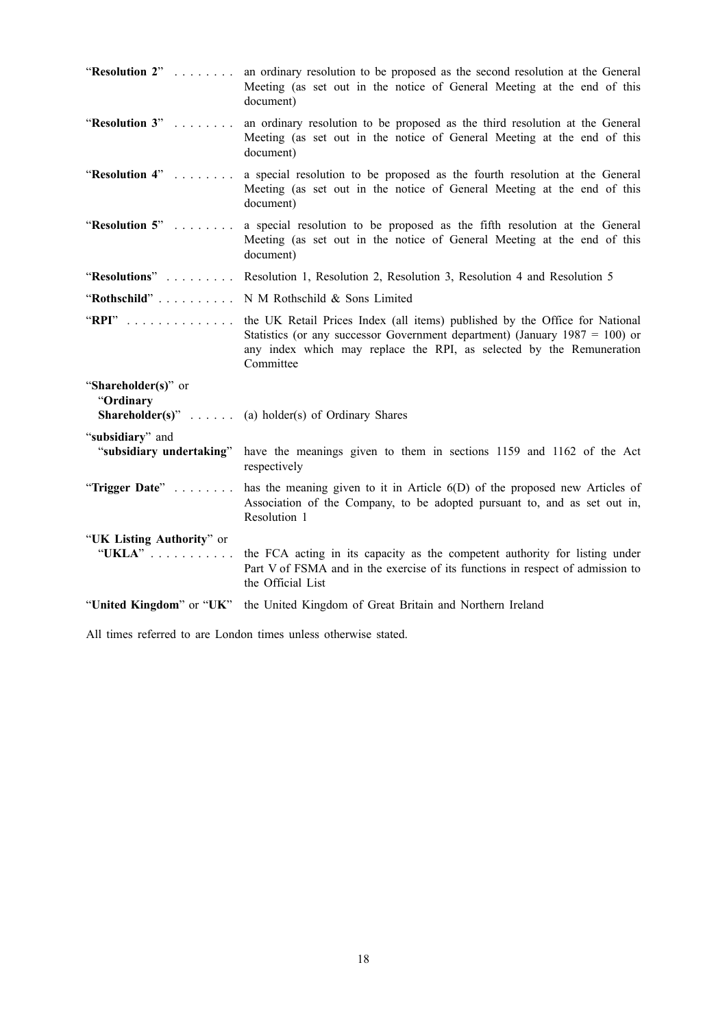| | |
|---|---|
| "**Resolution 2**" | an ordinary resolution to be proposed as the second resolution at the General Meeting (as set out in the notice of General Meeting at the end of this document) |
| "**Resolution 3**" | an ordinary resolution to be proposed as the third resolution at the General Meeting (as set out in the notice of General Meeting at the end of this document) |
| "**Resolution 4**" | a special resolution to be proposed as the fourth resolution at the General Meeting (as set out in the notice of General Meeting at the end of this document) |
| "**Resolution 5**" | a special resolution to be proposed as the fifth resolution at the General Meeting (as set out in the notice of General Meeting at the end of this document) |
| "**Resolutions**" | Resolution 1, Resolution 2, Resolution 3, Resolution 4 and Resolution 5 |
| "**Rothschild**" | N M Rothschild & Sons Limited |
| "**RPI**" | the UK Retail Prices Index (all items) published by the Office for National Statistics (or any successor Government department) (January 1987 = 100) or any index which may replace the RPI, as selected by the Remuneration Committee |
| "**Shareholder(s)**" or "**Ordinary Shareholder(s)**" | (a) holder(s) of Ordinary Shares |
| "**subsidiary**" and "**subsidiary undertaking**" | have the meanings given to them in sections 1159 and 1162 of the Act respectively |
| "**Trigger Date**" | has the meaning given to it in Article 6(D) of the proposed new Articles of Association of the Company, to be adopted pursuant to, and as set out in, Resolution 1 |
| "**UK Listing Authority**" or "**UKLA**" | the FCA acting in its capacity as the competent authority for listing under Part V of FSMA and in the exercise of its functions in respect of admission to the Official List |
| "**United Kingdom**" or "**UK**" | the United Kingdom of Great Britain and Northern Ireland |

All times referred to are London times unless otherwise stated.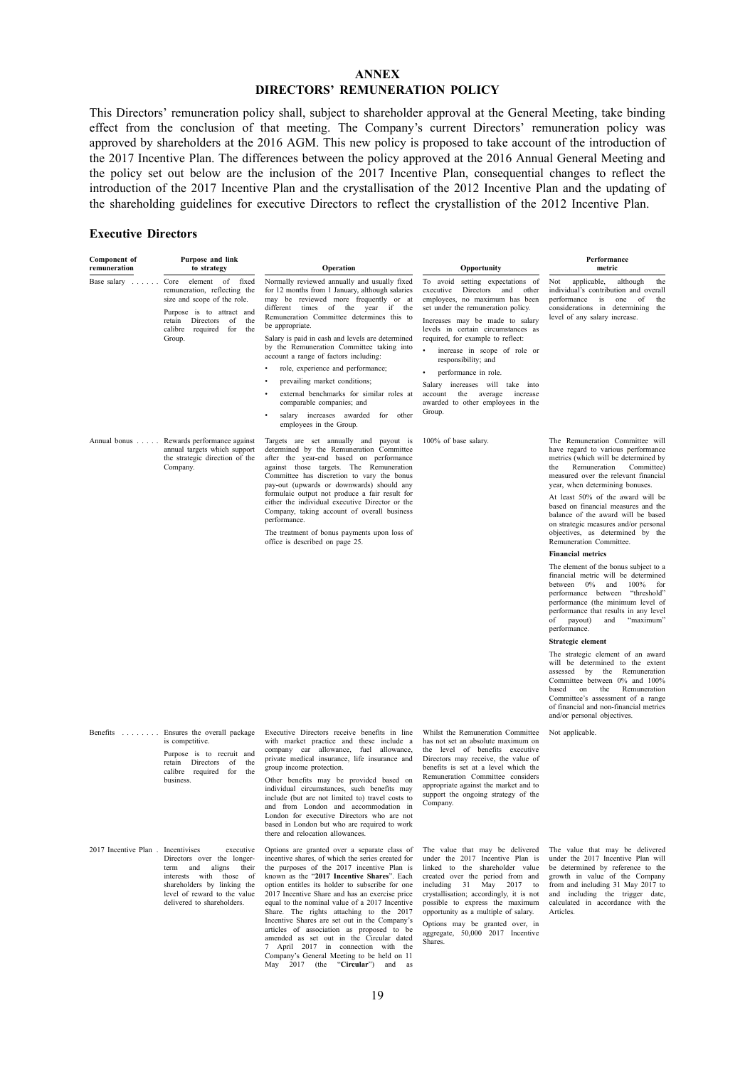# ANNEX
## DIRECTORS' REMUNERATION POLICY

This Directors' remuneration policy shall, subject to shareholder approval at the General Meeting, take binding effect from the conclusion of that meeting. The Company's current Directors' remuneration policy was approved by shareholders at the 2016 AGM. This new policy is proposed to take account of the introduction of the 2017 Incentive Plan. The differences between the policy approved at the 2016 Annual General Meeting and the policy set out below are the inclusion of the 2017 Incentive Plan, consequential changes to reflect the introduction of the 2017 Incentive Plan and the crystallisation of the 2012 Incentive Plan and the updating of the shareholding guidelines for executive Directors to reflect the crystallistion of the 2012 Incentive Plan.

### Executive Directors

| Component of remuneration | Purpose and link to strategy | Operation | Opportunity | Performance metric |
|---|---|---|---|---|
| Base salary | Core element of fixed remuneration, reflecting the size and scope of the role.<br><br>Purpose is to attract and retain Directors of the calibre required for the Group. | Normally reviewed annually and usually fixed for 12 months from 1 January, although salaries may be reviewed more frequently or at different times of the year if the Remuneration Committee determines this to be appropriate.<br><br>Salary is paid in cash and levels are determined by the Remuneration Committee taking into account a range of factors including:<br>• role, experience and performance;<br>• prevailing market conditions;<br>• external benchmarks for similar roles at comparable companies; and<br>• salary increases awarded for other employees in the Group. | To avoid setting expectations of executive Directors and other employees, no maximum has been set under the remuneration policy.<br><br>Increases may be made to salary levels in certain circumstances as required, for example to reflect:<br>• increase in scope of role or responsibility; and<br>• performance in role.<br><br>Salary increases will take into account the average increase awarded to other employees in the Group. | Not applicable, although the individual's contribution and overall performance is one of the considerations in determining the level of any salary increase. |
| Annual bonus | Rewards performance against annual targets which support the strategic direction of the Company. | Targets are set annually and payout is determined by the Remuneration Committee after the year-end based on performance against those targets. The Remuneration Committee has discretion to vary the bonus pay-out (upwards or downwards) should any formulaic output not produce a fair result for either the individual executive Director or the Company, taking account of overall business performance.<br><br>The treatment of bonus payments upon loss of office is described on page 25. | 100% of base salary. | The Remuneration Committee will have regard to various performance metrics (which will be determined by the Remuneration Committee) measured over the relevant financial year, when determining bonuses.<br><br>At least 50% of the award will be based on financial measures and the balance of the award will be based on strategic measures and/or personal objectives, as determined by the Remuneration Committee.<br><br>**Financial metrics**<br><br>The element of the bonus subject to a financial metric will be determined between 0% and 100% for performance between "threshold" performance (the minimum level of performance that results in any level of payout) and "maximum" performance.<br><br>**Strategic element**<br><br>The strategic element of an award will be determined to the extent assessed by the Remuneration Committee between 0% and 100% based on the Remuneration Committee's assessment of a range of financial and non-financial metrics and/or personal objectives. |
| Benefits | Ensures the overall package is competitive.<br><br>Purpose is to recruit and retain Directors of the calibre required for the business. | Executive Directors receive benefits in line with market practice and these include a company car allowance, fuel allowance, private medical insurance, life insurance and group income protection.<br><br>Other benefits may be provided based on individual circumstances, such benefits may include (but are not limited to) travel costs to and from London and accommodation in London for executive Directors who are not based in London but who are required to work there and relocation allowances. | Whilst the Remuneration Committee has not set an absolute maximum on the level of benefits executive Directors may receive, the value of benefits is set at a level which the Remuneration Committee considers appropriate against the market and to support the ongoing strategy of the Company. | Not applicable. |
| 2017 Incentive Plan | Incentivises executive Directors over the longer-term and aligns their interests with those of shareholders by linking the level of reward to the value delivered to shareholders. | Options are granted over a separate class of incentive shares, of which the series created for the purposes of the 2017 incentive Plan is known as the "**2017 Incentive Shares**". Each option entitles its holder to subscribe for one 2017 Incentive Share and has an exercise price equal to the nominal value of a 2017 Incentive Share. The rights attaching to the 2017 Incentive Shares are set out in the Company's articles of association as proposed to be amended as set out in the Circular dated 7 April 2017 in connection with the Company's General Meeting to be held on 11 May 2017 (the "**Circular**") and as | The value that may be delivered under the 2017 Incentive Plan is linked to the shareholder value created over the period from and including 31 May 2017 to crystallisation; accordingly, it is not possible to express the maximum opportunity as a multiple of salary.<br><br>Options may be granted over, in aggregate, 50,000 2017 Incentive Shares. | The value that may be delivered under the 2017 Incentive Plan will be determined by reference to the growth in value of the Company from and including 31 May 2017 to and including the trigger date, calculated in accordance with the Articles. |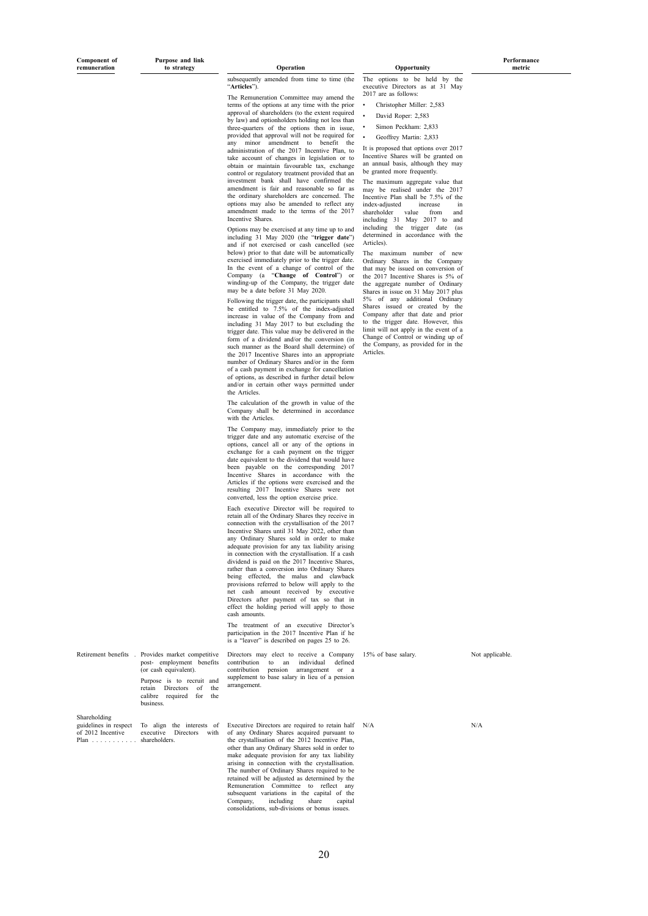| Component of remuneration | Purpose and link to strategy | Operation | Opportunity | Performance metric |
|---|---|---|---|---|
| | | subsequently amended from time to time (the "**Articles**").<br><br>The Remuneration Committee may amend the terms of the options at any time with the prior approval of shareholders (to the extent required by law) and optionholders holding not less than three-quarters of the options then in issue, provided that approval will not be required for any minor amendment to benefit the administration of the 2017 Incentive Plan, to take account of changes in legislation or to obtain or maintain favourable tax, exchange control or regulatory treatment provided that an investment bank shall have confirmed the amendment is fair and reasonable so far as the ordinary shareholders are concerned. The options may also be amended to reflect any amendment made to the terms of the 2017 Incentive Shares.<br><br>Options may be exercised at any time up to and including 31 May 2020 (the "**trigger date**") and if not exercised or cash cancelled (see below) prior to that date will be automatically exercised immediately prior to the trigger date. In the event of a change of control of the Company (a "**Change of Control**") or winding-up of the Company, the trigger date may be a date before 31 May 2020.<br><br>Following the trigger date, the participants shall be entitled to 7.5% of the index-adjusted increase in value of the Company from and including 31 May 2017 to but excluding the trigger date. This value may be delivered in the form of a dividend and/or the conversion (in such manner as the Board shall determine) of the 2017 Incentive Shares into an appropriate number of Ordinary Shares and/or in the form of a cash payment in exchange for cancellation of options, as described in further detail below and/or in certain other ways permitted under the Articles.<br><br>The calculation of the growth in value of the Company shall be determined in accordance with the Articles.<br><br>The Company may, immediately prior to the trigger date and any automatic exercise of the options, cancel all or any of the options in exchange for a cash payment on the trigger date equivalent to the dividend that would have been payable on the corresponding 2017 Incentive Shares in accordance with the Articles if the options were exercised and the resulting 2017 Incentive Shares were not converted, less the option exercise price.<br><br>Each executive Director will be required to retain all of the Ordinary Shares they receive in connection with the crystallisation of the 2017 Incentive Shares until 31 May 2022, other than any Ordinary Shares sold in order to make adequate provision for any tax liability arising in connection with the crystallisation. If a cash dividend is paid on the 2017 Incentive Shares, rather than a conversion into Ordinary Shares being effected, the malus and clawback provisions referred to below will apply to the net cash amount received by executive Directors after payment of tax so that in effect the holding period will apply to those cash amounts.<br><br>The treatment of an executive Director's participation in the 2017 Incentive Plan if he is a "leaver" is described on pages 25 to 26. | The options to be held by the executive Directors as at 31 May 2017 are as follows:<br>• Christopher Miller: 2,583<br>• David Roper: 2,583<br>• Simon Peckham: 2,833<br>• Geoffrey Martin: 2,833<br><br>It is proposed that options over 2017 Incentive Shares will be granted on an annual basis, although they may be granted more frequently.<br><br>The maximum aggregate value that may be realised under the 2017 Incentive Plan shall be 7.5% of the index-adjusted increase in shareholder value from and including 31 May 2017 to and including the trigger date (as determined in accordance with the Articles).<br><br>The maximum number of new Ordinary Shares in the Company that may be issued on conversion of the 2017 Incentive Shares is 5% of the aggregate number of Ordinary Shares in issue on 31 May 2017 plus 5% of any additional Ordinary Shares issued or created by the Company after that date and prior to the trigger date. However, this limit will not apply in the event of a Change of Control or winding up of the Company, as provided for in the Articles. | |
| Retirement benefits | Provides market competitive post- employment benefits (or cash equivalent).<br><br>Purpose is to recruit and retain Directors of the calibre required for the business. | Directors may elect to receive a Company contribution to an individual defined contribution pension arrangement or a supplement to base salary in lieu of a pension arrangement. | 15% of base salary. | Not applicable. |
| Shareholding guidelines in respect of 2012 Incentive Plan | To align the interests of executive Directors with shareholders. | Executive Directors are required to retain half of any Ordinary Shares acquired pursuant to the crystallisation of the 2012 Incentive Plan, other than any Ordinary Shares sold in order to make adequate provision for any tax liability arising in connection with the crystallisation. The number of Ordinary Shares required to be retained will be adjusted as determined by the Remuneration Committee to reflect any subsequent variations in the capital of the Company, including share capital consolidations, sub-divisions or bonus issues. | N/A | N/A |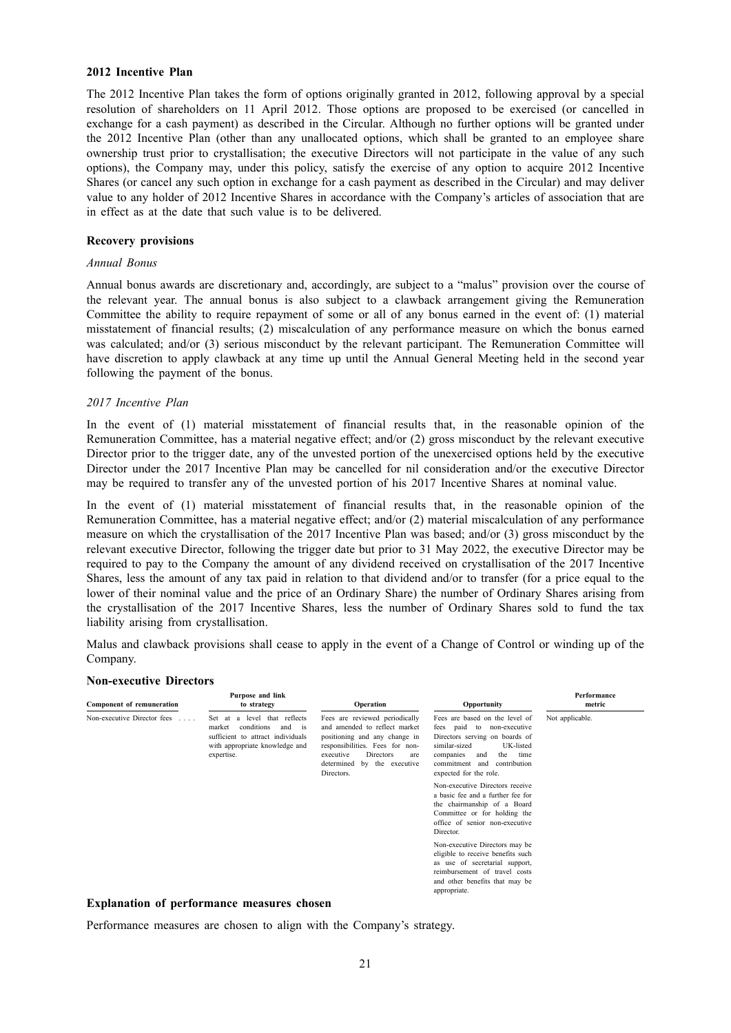**2012 Incentive Plan**

The 2012 Incentive Plan takes the form of options originally granted in 2012, following approval by a special resolution of shareholders on 11 April 2012. Those options are proposed to be exercised (or cancelled in exchange for a cash payment) as described in the Circular. Although no further options will be granted under the 2012 Incentive Plan (other than any unallocated options, which shall be granted to an employee share ownership trust prior to crystallisation; the executive Directors will not participate in the value of any such options), the Company may, under this policy, satisfy the exercise of any option to acquire 2012 Incentive Shares (or cancel any such option in exchange for a cash payment as described in the Circular) and may deliver value to any holder of 2012 Incentive Shares in accordance with the Company's articles of association that are in effect as at the date that such value is to be delivered.

**Recovery provisions**

*Annual Bonus*

Annual bonus awards are discretionary and, accordingly, are subject to a "malus" provision over the course of the relevant year. The annual bonus is also subject to a clawback arrangement giving the Remuneration Committee the ability to require repayment of some or all of any bonus earned in the event of: (1) material misstatement of financial results; (2) miscalculation of any performance measure on which the bonus earned was calculated; and/or (3) serious misconduct by the relevant participant. The Remuneration Committee will have discretion to apply clawback at any time up until the Annual General Meeting held in the second year following the payment of the bonus.

*2017 Incentive Plan*

In the event of (1) material misstatement of financial results that, in the reasonable opinion of the Remuneration Committee, has a material negative effect; and/or (2) gross misconduct by the relevant executive Director prior to the trigger date, any of the unvested portion of the unexercised options held by the executive Director under the 2017 Incentive Plan may be cancelled for nil consideration and/or the executive Director may be required to transfer any of the unvested portion of his 2017 Incentive Shares at nominal value.

In the event of (1) material misstatement of financial results that, in the reasonable opinion of the Remuneration Committee, has a material negative effect; and/or (2) material miscalculation of any performance measure on which the crystallisation of the 2017 Incentive Plan was based; and/or (3) gross misconduct by the relevant executive Director, following the trigger date but prior to 31 May 2022, the executive Director may be required to pay to the Company the amount of any dividend received on crystallisation of the 2017 Incentive Shares, less the amount of any tax paid in relation to that dividend and/or to transfer (for a price equal to the lower of their nominal value and the price of an Ordinary Share) the number of Ordinary Shares arising from the crystallisation of the 2017 Incentive Shares, less the number of Ordinary Shares sold to fund the tax liability arising from crystallisation.

Malus and clawback provisions shall cease to apply in the event of a Change of Control or winding up of the Company.

**Non-executive Directors**

| Component of remuneration | Purpose and link to strategy | Operation | Opportunity | Performance metric |
|---|---|---|---|---|
| Non-executive Director fees | Set at a level that reflects market conditions and is sufficient to attract individuals with appropriate knowledge and expertise. | Fees are reviewed periodically and amended to reflect market positioning and any change in responsibilities. Fees for non-executive Directors are determined by the executive Directors. | Fees are based on the level of fees paid to non-executive Directors serving on boards of similar-sized UK-listed companies and the time commitment and contribution expected for the role.<br><br>Non-executive Directors receive a basic fee and a further fee for the chairmanship of a Board Committee or for holding the office of senior non-executive Director.<br><br>Non-executive Directors may be eligible to receive benefits such as use of secretarial support, reimbursement of travel costs and other benefits that may be appropriate. | Not applicable. |

**Explanation of performance measures chosen**

Performance measures are chosen to align with the Company's strategy.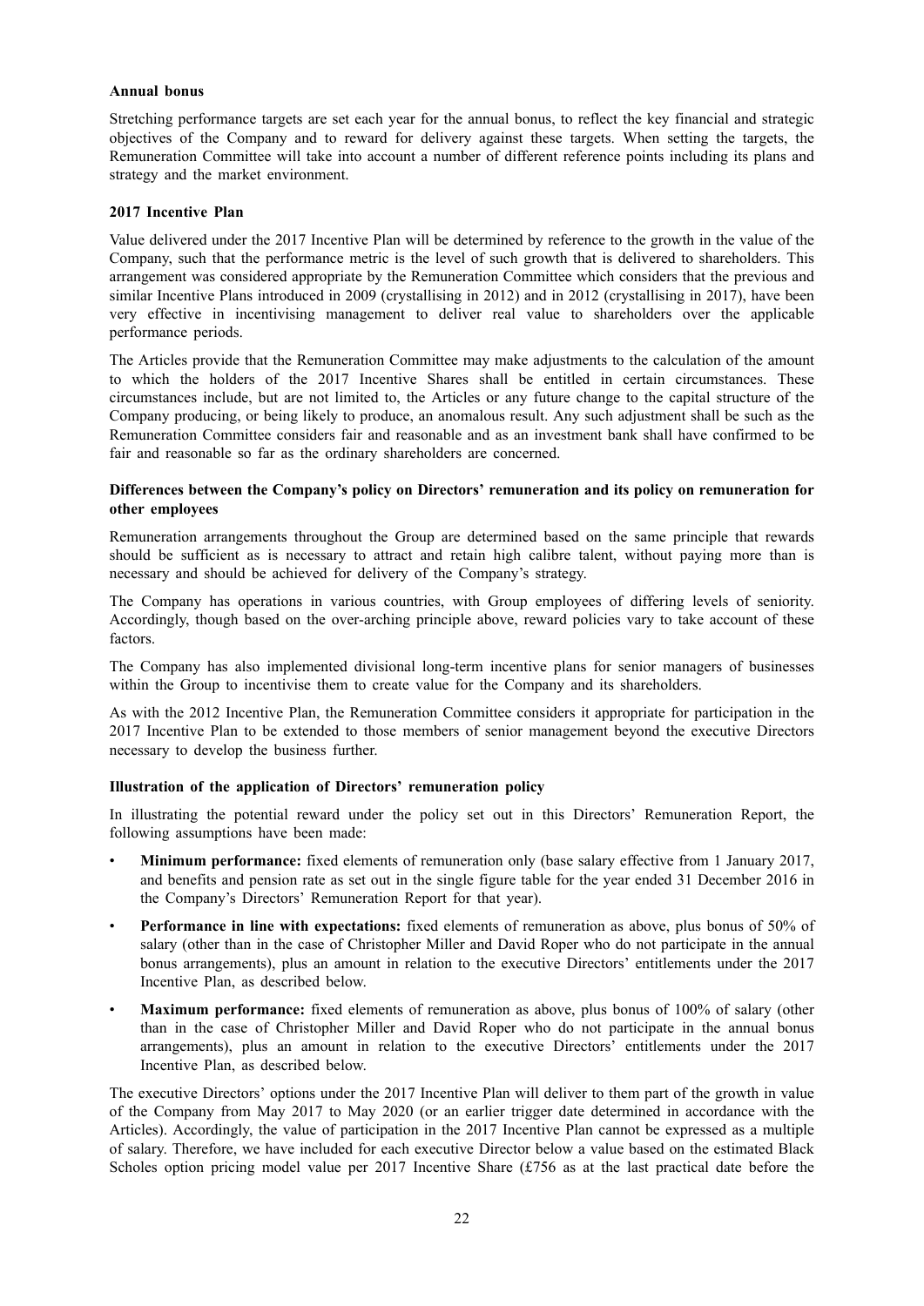**Annual bonus**

Stretching performance targets are set each year for the annual bonus, to reflect the key financial and strategic objectives of the Company and to reward for delivery against these targets. When setting the targets, the Remuneration Committee will take into account a number of different reference points including its plans and strategy and the market environment.

**2017 Incentive Plan**

Value delivered under the 2017 Incentive Plan will be determined by reference to the growth in the value of the Company, such that the performance metric is the level of such growth that is delivered to shareholders. This arrangement was considered appropriate by the Remuneration Committee which considers that the previous and similar Incentive Plans introduced in 2009 (crystallising in 2012) and in 2012 (crystallising in 2017), have been very effective in incentivising management to deliver real value to shareholders over the applicable performance periods.

The Articles provide that the Remuneration Committee may make adjustments to the calculation of the amount to which the holders of the 2017 Incentive Shares shall be entitled in certain circumstances. These circumstances include, but are not limited to, the Articles or any future change to the capital structure of the Company producing, or being likely to produce, an anomalous result. Any such adjustment shall be such as the Remuneration Committee considers fair and reasonable and as an investment bank shall have confirmed to be fair and reasonable so far as the ordinary shareholders are concerned.

**Differences between the Company's policy on Directors' remuneration and its policy on remuneration for other employees**

Remuneration arrangements throughout the Group are determined based on the same principle that rewards should be sufficient as is necessary to attract and retain high calibre talent, without paying more than is necessary and should be achieved for delivery of the Company's strategy.

The Company has operations in various countries, with Group employees of differing levels of seniority. Accordingly, though based on the over-arching principle above, reward policies vary to take account of these factors.

The Company has also implemented divisional long-term incentive plans for senior managers of businesses within the Group to incentivise them to create value for the Company and its shareholders.

As with the 2012 Incentive Plan, the Remuneration Committee considers it appropriate for participation in the 2017 Incentive Plan to be extended to those members of senior management beyond the executive Directors necessary to develop the business further.

**Illustration of the application of Directors' remuneration policy**

In illustrating the potential reward under the policy set out in this Directors' Remuneration Report, the following assumptions have been made:

- **Minimum performance:** fixed elements of remuneration only (base salary effective from 1 January 2017, and benefits and pension rate as set out in the single figure table for the year ended 31 December 2016 in the Company's Directors' Remuneration Report for that year).
- **Performance in line with expectations:** fixed elements of remuneration as above, plus bonus of 50% of salary (other than in the case of Christopher Miller and David Roper who do not participate in the annual bonus arrangements), plus an amount in relation to the executive Directors' entitlements under the 2017 Incentive Plan, as described below.
- **Maximum performance:** fixed elements of remuneration as above, plus bonus of 100% of salary (other than in the case of Christopher Miller and David Roper who do not participate in the annual bonus arrangements), plus an amount in relation to the executive Directors' entitlements under the 2017 Incentive Plan, as described below.

The executive Directors' options under the 2017 Incentive Plan will deliver to them part of the growth in value of the Company from May 2017 to May 2020 (or an earlier trigger date determined in accordance with the Articles). Accordingly, the value of participation in the 2017 Incentive Plan cannot be expressed as a multiple of salary. Therefore, we have included for each executive Director below a value based on the estimated Black Scholes option pricing model value per 2017 Incentive Share (£756 as at the last practical date before the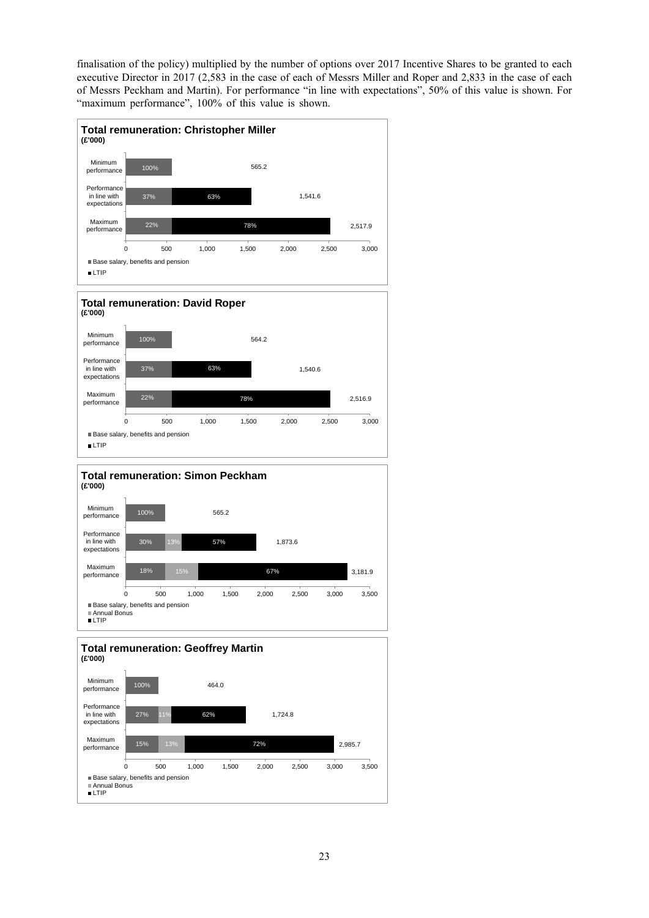finalisation of the policy) multiplied by the number of options over 2017 Incentive Shares to be granted to each executive Director in 2017 (2,583 in the case of each of Messrs Miller and Roper and 2,833 in the case of each of Messrs Peckham and Martin). For performance "in line with expectations", 50% of this value is shown. For "maximum performance", 100% of this value is shown.

**Total remuneration: Christopher Miller**
**(£'000)**

| | Base salary, benefits and pension | LTIP | Total |
|---|---|---|---|
| Minimum performance | 100% | | 565.2 |
| Performance in line with expectations | 37% | 63% | 1,541.6 |
| Maximum performance | 22% | 78% | 2,517.9 |

**Total remuneration: David Roper**
**(£'000)**

| | Base salary, benefits and pension | LTIP | Total |
|---|---|---|---|
| Minimum performance | 100% | | 564.2 |
| Performance in line with expectations | 37% | 63% | 1,540.6 |
| Maximum performance | 22% | 78% | 2,516.9 |

**Total remuneration: Simon Peckham**
**(£'000)**

| | Base salary, benefits and pension | Annual Bonus | LTIP | Total |
|---|---|---|---|---|
| Minimum performance | 100% | | | 565.2 |
| Performance in line with expectations | 30% | 13% | 57% | 1,873.6 |
| Maximum performance | 18% | 15% | 67% | 3,181.9 |

**Total remuneration: Geoffrey Martin**
**(£'000)**

| | Base salary, benefits and pension | Annual Bonus | LTIP | Total |
|---|---|---|---|---|
| Minimum performance | 100% | | | 464.0 |
| Performance in line with expectations | 27% | 11% | 62% | 1,724.8 |
| Maximum performance | 15% | 13% | 72% | 2,985.7 |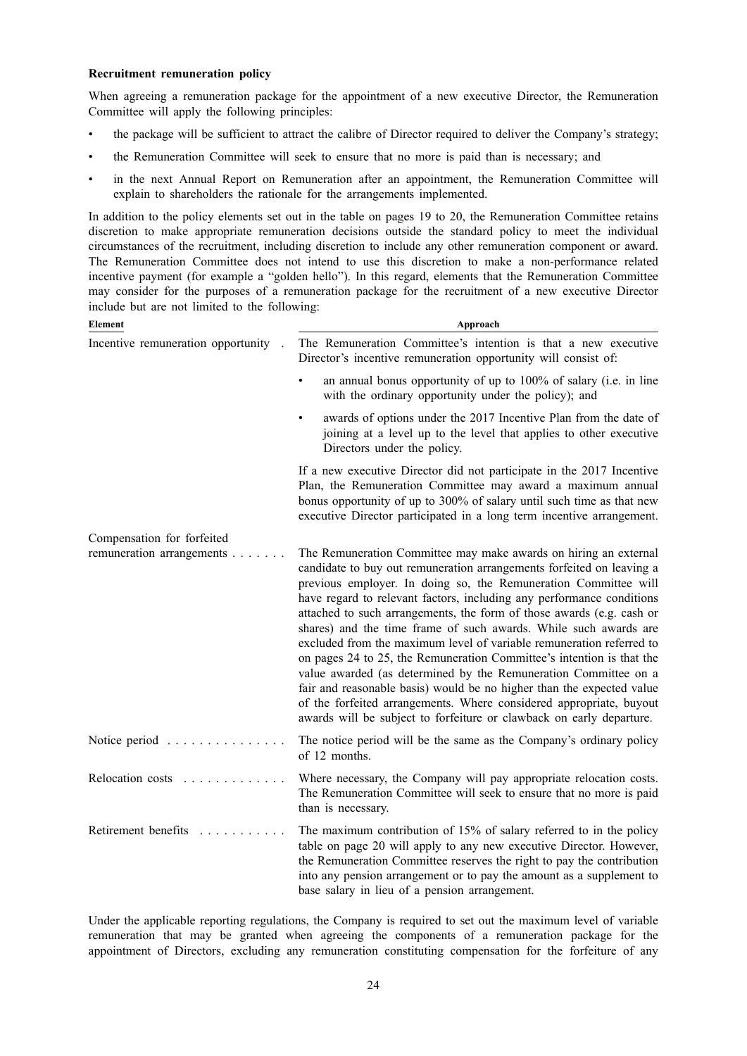**Recruitment remuneration policy**

When agreeing a remuneration package for the appointment of a new executive Director, the Remuneration Committee will apply the following principles:

- the package will be sufficient to attract the calibre of Director required to deliver the Company's strategy;
- the Remuneration Committee will seek to ensure that no more is paid than is necessary; and
- in the next Annual Report on Remuneration after an appointment, the Remuneration Committee will explain to shareholders the rationale for the arrangements implemented.

In addition to the policy elements set out in the table on pages 19 to 20, the Remuneration Committee retains discretion to make appropriate remuneration decisions outside the standard policy to meet the individual circumstances of the recruitment, including discretion to include any other remuneration component or award. The Remuneration Committee does not intend to use this discretion to make a non-performance related incentive payment (for example a "golden hello"). In this regard, elements that the Remuneration Committee may consider for the purposes of a remuneration package for the recruitment of a new executive Director include but are not limited to the following:

| Element | Approach |
|---|---|
| Incentive remuneration opportunity | The Remuneration Committee's intention is that a new executive Director's incentive remuneration opportunity will consist of:<br>• an annual bonus opportunity of up to 100% of salary (i.e. in line with the ordinary opportunity under the policy); and<br>• awards of options under the 2017 Incentive Plan from the date of joining at a level up to the level that applies to other executive Directors under the policy.<br>If a new executive Director did not participate in the 2017 Incentive Plan, the Remuneration Committee may award a maximum annual bonus opportunity of up to 300% of salary until such time as that new executive Director participated in a long term incentive arrangement. |
| Compensation for forfeited remuneration arrangements | The Remuneration Committee may make awards on hiring an external candidate to buy out remuneration arrangements forfeited on leaving a previous employer. In doing so, the Remuneration Committee will have regard to relevant factors, including any performance conditions attached to such arrangements, the form of those awards (e.g. cash or shares) and the time frame of such awards. While such awards are excluded from the maximum level of variable remuneration referred to on pages 24 to 25, the Remuneration Committee's intention is that the value awarded (as determined by the Remuneration Committee on a fair and reasonable basis) would be no higher than the expected value of the forfeited arrangements. Where considered appropriate, buyout awards will be subject to forfeiture or clawback on early departure. |
| Notice period | The notice period will be the same as the Company's ordinary policy of 12 months. |
| Relocation costs | Where necessary, the Company will pay appropriate relocation costs. The Remuneration Committee will seek to ensure that no more is paid than is necessary. |
| Retirement benefits | The maximum contribution of 15% of salary referred to in the policy table on page 20 will apply to any new executive Director. However, the Remuneration Committee reserves the right to pay the contribution into any pension arrangement or to pay the amount as a supplement to base salary in lieu of a pension arrangement. |

Under the applicable reporting regulations, the Company is required to set out the maximum level of variable remuneration that may be granted when agreeing the components of a remuneration package for the appointment of Directors, excluding any remuneration constituting compensation for the forfeiture of any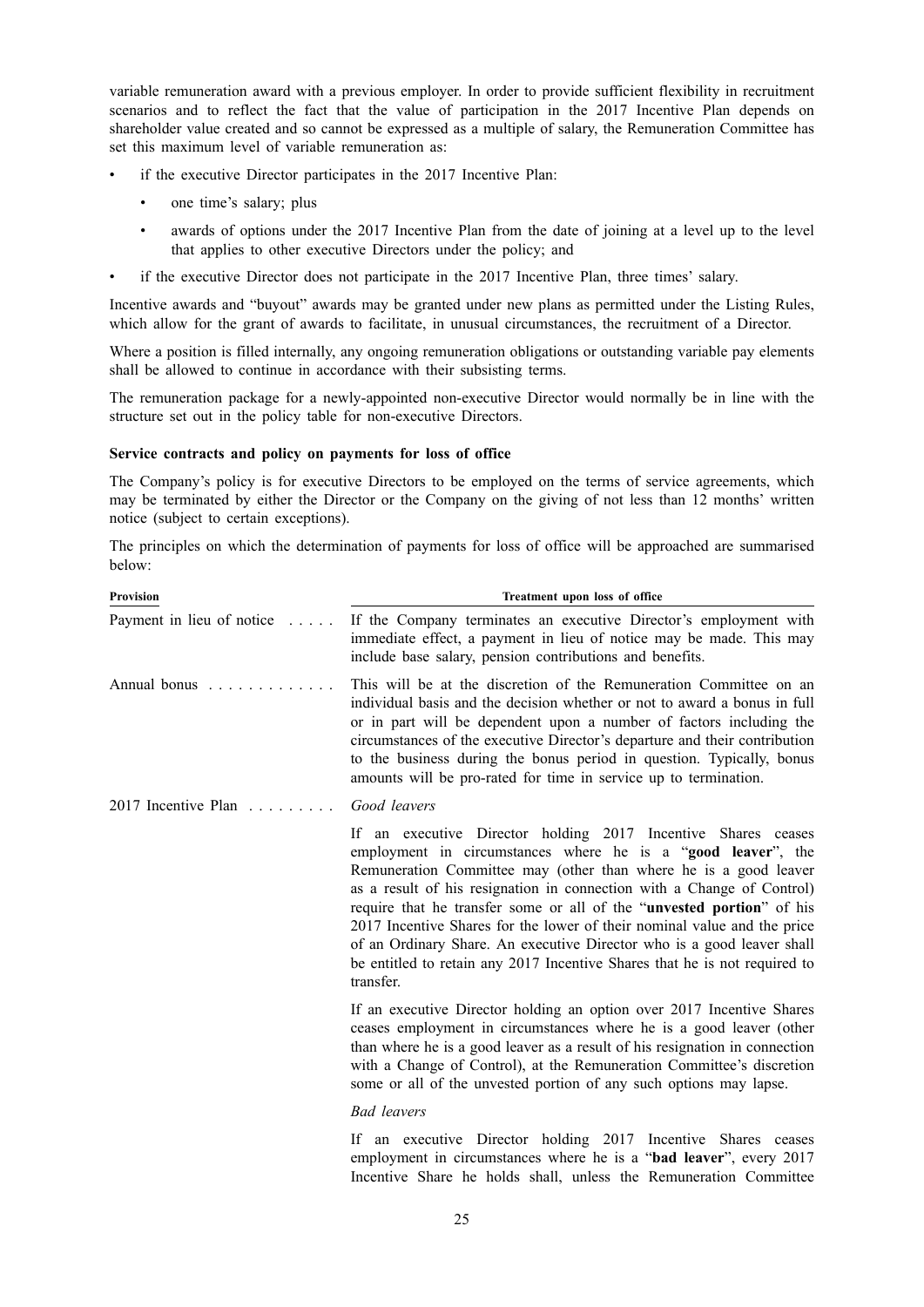variable remuneration award with a previous employer. In order to provide sufficient flexibility in recruitment scenarios and to reflect the fact that the value of participation in the 2017 Incentive Plan depends on shareholder value created and so cannot be expressed as a multiple of salary, the Remuneration Committee has set this maximum level of variable remuneration as:

- if the executive Director participates in the 2017 Incentive Plan:
  - one time's salary; plus
  - awards of options under the 2017 Incentive Plan from the date of joining at a level up to the level that applies to other executive Directors under the policy; and
- if the executive Director does not participate in the 2017 Incentive Plan, three times' salary.

Incentive awards and "buyout" awards may be granted under new plans as permitted under the Listing Rules, which allow for the grant of awards to facilitate, in unusual circumstances, the recruitment of a Director.

Where a position is filled internally, any ongoing remuneration obligations or outstanding variable pay elements shall be allowed to continue in accordance with their subsisting terms.

The remuneration package for a newly-appointed non-executive Director would normally be in line with the structure set out in the policy table for non-executive Directors.

**Service contracts and policy on payments for loss of office**

The Company's policy is for executive Directors to be employed on the terms of service agreements, which may be terminated by either the Director or the Company on the giving of not less than 12 months' written notice (subject to certain exceptions).

The principles on which the determination of payments for loss of office will be approached are summarised below:

| Provision | Treatment upon loss of office |
|---|---|
| Payment in lieu of notice | If the Company terminates an executive Director's employment with immediate effect, a payment in lieu of notice may be made. This may include base salary, pension contributions and benefits. |
| Annual bonus | This will be at the discretion of the Remuneration Committee on an individual basis and the decision whether or not to award a bonus in full or in part will be dependent upon a number of factors including the circumstances of the executive Director's departure and their contribution to the business during the bonus period in question. Typically, bonus amounts will be pro-rated for time in service up to termination. |
| 2017 Incentive Plan | *Good leavers*<br><br>If an executive Director holding 2017 Incentive Shares ceases employment in circumstances where he is a "**good leaver**", the Remuneration Committee may (other than where he is a good leaver as a result of his resignation in connection with a Change of Control) require that he transfer some or all of the "**unvested portion**" of his 2017 Incentive Shares for the lower of their nominal value and the price of an Ordinary Share. An executive Director who is a good leaver shall be entitled to retain any 2017 Incentive Shares that he is not required to transfer.<br><br>If an executive Director holding an option over 2017 Incentive Shares ceases employment in circumstances where he is a good leaver (other than where he is a good leaver as a result of his resignation in connection with a Change of Control), at the Remuneration Committee's discretion some or all of the unvested portion of any such options may lapse.<br><br>*Bad leavers*<br><br>If an executive Director holding 2017 Incentive Shares ceases employment in circumstances where he is a "**bad leaver**", every 2017 Incentive Share he holds shall, unless the Remuneration Committee |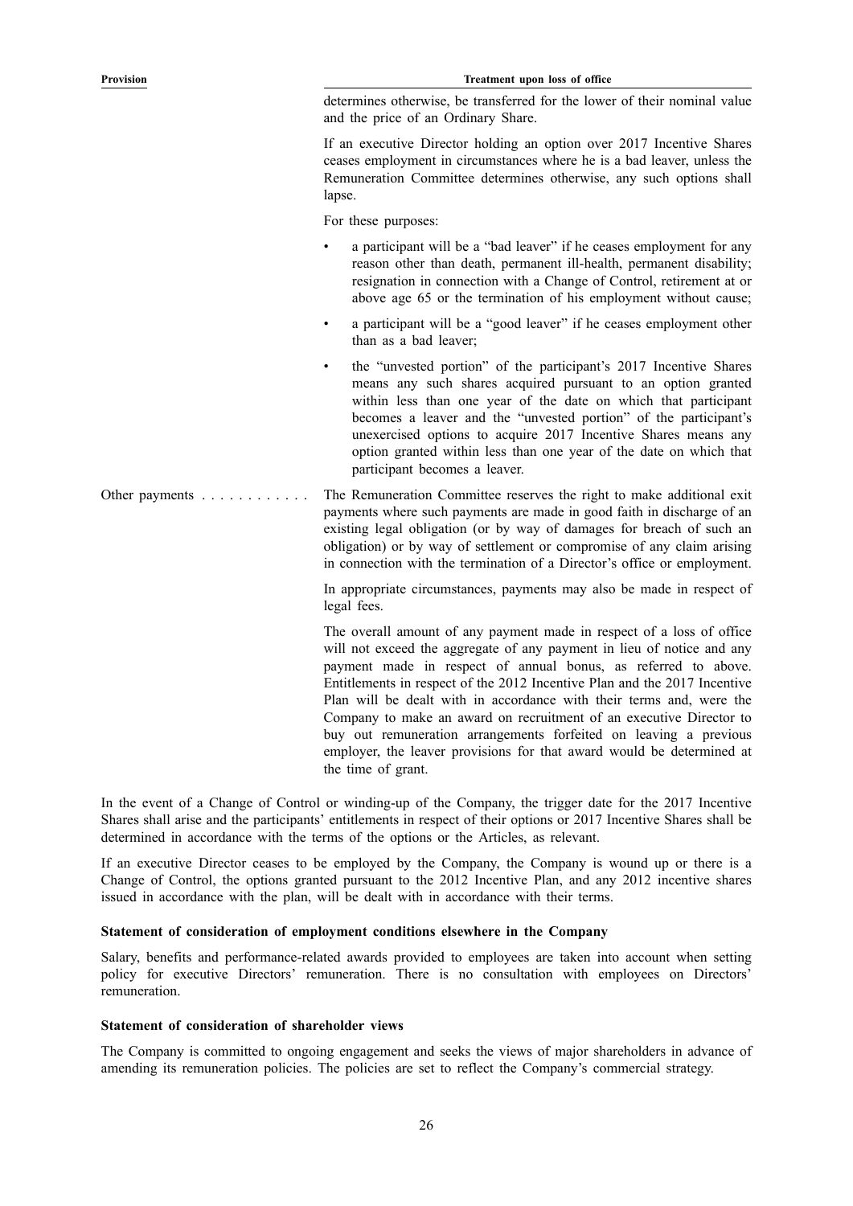| Provision | Treatment upon loss of office |
|---|---|
| | determines otherwise, be transferred for the lower of their nominal value and the price of an Ordinary Share.<br><br>If an executive Director holding an option over 2017 Incentive Shares ceases employment in circumstances where he is a bad leaver, unless the Remuneration Committee determines otherwise, any such options shall lapse.<br><br>For these purposes:<br><br>• a participant will be a "bad leaver" if he ceases employment for any reason other than death, permanent ill-health, permanent disability; resignation in connection with a Change of Control, retirement at or above age 65 or the termination of his employment without cause;<br><br>• a participant will be a "good leaver" if he ceases employment other than as a bad leaver;<br><br>• the "unvested portion" of the participant's 2017 Incentive Shares means any such shares acquired pursuant to an option granted within less than one year of the date on which that participant becomes a leaver and the "unvested portion" of the participant's unexercised options to acquire 2017 Incentive Shares means any option granted within less than one year of the date on which that participant becomes a leaver. |
| Other payments | The Remuneration Committee reserves the right to make additional exit payments where such payments are made in good faith in discharge of an existing legal obligation (or by way of damages for breach of such an obligation) or by way of settlement or compromise of any claim arising in connection with the termination of a Director's office or employment.<br><br>In appropriate circumstances, payments may also be made in respect of legal fees.<br><br>The overall amount of any payment made in respect of a loss of office will not exceed the aggregate of any payment in lieu of notice and any payment made in respect of annual bonus, as referred to above. Entitlements in respect of the 2012 Incentive Plan and the 2017 Incentive Plan will be dealt with in accordance with their terms and, were the Company to make an award on recruitment of an executive Director to buy out remuneration arrangements forfeited on leaving a previous employer, the leaver provisions for that award would be determined at the time of grant. |

In the event of a Change of Control or winding-up of the Company, the trigger date for the 2017 Incentive Shares shall arise and the participants' entitlements in respect of their options or 2017 Incentive Shares shall be determined in accordance with the terms of the options or the Articles, as relevant.

If an executive Director ceases to be employed by the Company, the Company is wound up or there is a Change of Control, the options granted pursuant to the 2012 Incentive Plan, and any 2012 incentive shares issued in accordance with the plan, will be dealt with in accordance with their terms.

**Statement of consideration of employment conditions elsewhere in the Company**

Salary, benefits and performance-related awards provided to employees are taken into account when setting policy for executive Directors' remuneration. There is no consultation with employees on Directors' remuneration.

**Statement of consideration of shareholder views**

The Company is committed to ongoing engagement and seeks the views of major shareholders in advance of amending its remuneration policies. The policies are set to reflect the Company's commercial strategy.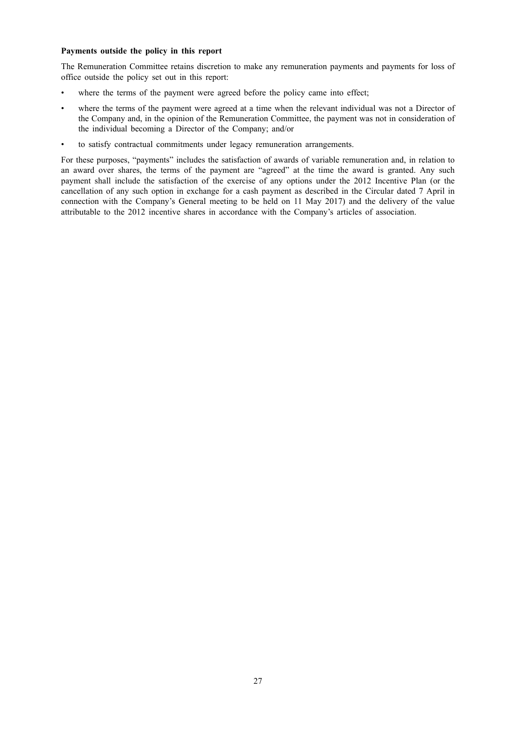**Payments outside the policy in this report**

The Remuneration Committee retains discretion to make any remuneration payments and payments for loss of office outside the policy set out in this report:

- where the terms of the payment were agreed before the policy came into effect;
- where the terms of the payment were agreed at a time when the relevant individual was not a Director of the Company and, in the opinion of the Remuneration Committee, the payment was not in consideration of the individual becoming a Director of the Company; and/or
- to satisfy contractual commitments under legacy remuneration arrangements.

For these purposes, "payments" includes the satisfaction of awards of variable remuneration and, in relation to an award over shares, the terms of the payment are "agreed" at the time the award is granted. Any such payment shall include the satisfaction of the exercise of any options under the 2012 Incentive Plan (or the cancellation of any such option in exchange for a cash payment as described in the Circular dated 7 April in connection with the Company's General meeting to be held on 11 May 2017) and the delivery of the value attributable to the 2012 incentive shares in accordance with the Company's articles of association.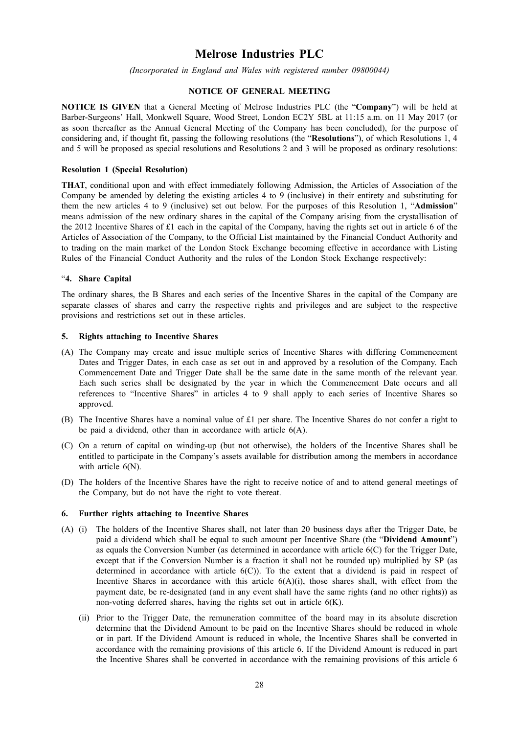# Melrose Industries PLC

*(Incorporated in England and Wales with registered number 09800044)*

## NOTICE OF GENERAL MEETING

**NOTICE IS GIVEN** that a General Meeting of Melrose Industries PLC (the "**Company**") will be held at Barber-Surgeons' Hall, Monkwell Square, Wood Street, London EC2Y 5BL at 11:15 a.m. on 11 May 2017 (or as soon thereafter as the Annual General Meeting of the Company has been concluded), for the purpose of considering and, if thought fit, passing the following resolutions (the "**Resolutions**"), of which Resolutions 1, 4 and 5 will be proposed as special resolutions and Resolutions 2 and 3 will be proposed as ordinary resolutions:

### Resolution 1 (Special Resolution)

**THAT**, conditional upon and with effect immediately following Admission, the Articles of Association of the Company be amended by deleting the existing articles 4 to 9 (inclusive) in their entirety and substituting for them the new articles 4 to 9 (inclusive) set out below. For the purposes of this Resolution 1, "**Admission**" means admission of the new ordinary shares in the capital of the Company arising from the crystallisation of the 2012 Incentive Shares of £1 each in the capital of the Company, having the rights set out in article 6 of the Articles of Association of the Company, to the Official List maintained by the Financial Conduct Authority and to trading on the main market of the London Stock Exchange becoming effective in accordance with Listing Rules of the Financial Conduct Authority and the rules of the London Stock Exchange respectively:

"**4. Share Capital**

The ordinary shares, the B Shares and each series of the Incentive Shares in the capital of the Company are separate classes of shares and carry the respective rights and privileges and are subject to the respective provisions and restrictions set out in these articles.

**5. Rights attaching to Incentive Shares**

(A) The Company may create and issue multiple series of Incentive Shares with differing Commencement Dates and Trigger Dates, in each case as set out in and approved by a resolution of the Company. Each Commencement Date and Trigger Date shall be the same date in the same month of the relevant year. Each such series shall be designated by the year in which the Commencement Date occurs and all references to "Incentive Shares" in articles 4 to 9 shall apply to each series of Incentive Shares so approved.

(B) The Incentive Shares have a nominal value of £1 per share. The Incentive Shares do not confer a right to be paid a dividend, other than in accordance with article 6(A).

(C) On a return of capital on winding-up (but not otherwise), the holders of the Incentive Shares shall be entitled to participate in the Company's assets available for distribution among the members in accordance with article 6(N).

(D) The holders of the Incentive Shares have the right to receive notice of and to attend general meetings of the Company, but do not have the right to vote thereat.

**6. Further rights attaching to Incentive Shares**

(A) (i) The holders of the Incentive Shares shall, not later than 20 business days after the Trigger Date, be paid a dividend which shall be equal to such amount per Incentive Share (the "**Dividend Amount**") as equals the Conversion Number (as determined in accordance with article 6(C) for the Trigger Date, except that if the Conversion Number is a fraction it shall not be rounded up) multiplied by SP (as determined in accordance with article 6(C)). To the extent that a dividend is paid in respect of Incentive Shares in accordance with this article 6(A)(i), those shares shall, with effect from the payment date, be re-designated (and in any event shall have the same rights (and no other rights)) as non-voting deferred shares, having the rights set out in article 6(K).

(ii) Prior to the Trigger Date, the remuneration committee of the board may in its absolute discretion determine that the Dividend Amount to be paid on the Incentive Shares should be reduced in whole or in part. If the Dividend Amount is reduced in whole, the Incentive Shares shall be converted in accordance with the remaining provisions of this article 6. If the Dividend Amount is reduced in part the Incentive Shares shall be converted in accordance with the remaining provisions of this article 6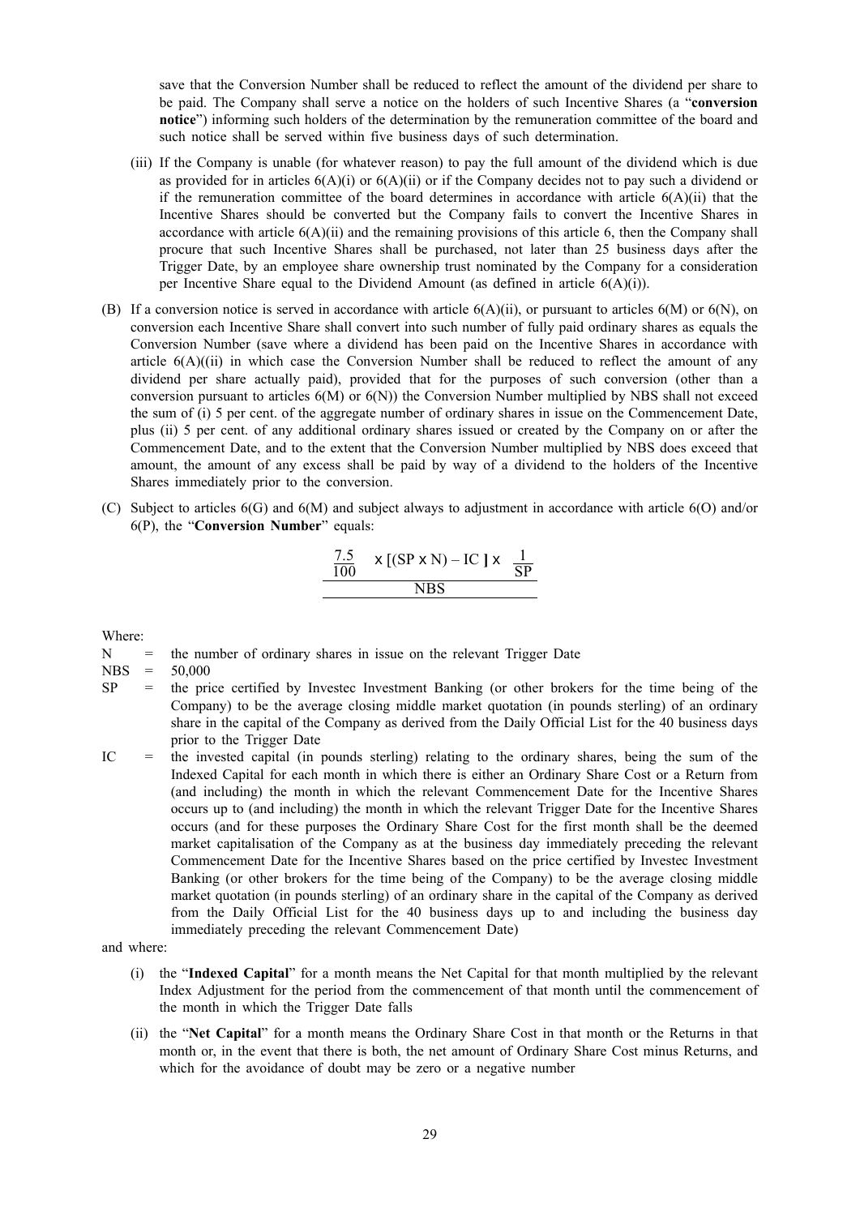save that the Conversion Number shall be reduced to reflect the amount of the dividend per share to be paid. The Company shall serve a notice on the holders of such Incentive Shares (a "**conversion notice**") informing such holders of the determination by the remuneration committee of the board and such notice shall be served within five business days of such determination.

(iii) If the Company is unable (for whatever reason) to pay the full amount of the dividend which is due as provided for in articles 6(A)(i) or 6(A)(ii) or if the Company decides not to pay such a dividend or if the remuneration committee of the board determines in accordance with article 6(A)(ii) that the Incentive Shares should be converted but the Company fails to convert the Incentive Shares in accordance with article 6(A)(ii) and the remaining provisions of this article 6, then the Company shall procure that such Incentive Shares shall be purchased, not later than 25 business days after the Trigger Date, by an employee share ownership trust nominated by the Company for a consideration per Incentive Share equal to the Dividend Amount (as defined in article 6(A)(i)).

(B) If a conversion notice is served in accordance with article 6(A)(ii), or pursuant to articles 6(M) or 6(N), on conversion each Incentive Share shall convert into such number of fully paid ordinary shares as equals the Conversion Number (save where a dividend has been paid on the Incentive Shares in accordance with article 6(A)((ii) in which case the Conversion Number shall be reduced to reflect the amount of any dividend per share actually paid), provided that for the purposes of such conversion (other than a conversion pursuant to articles 6(M) or 6(N)) the Conversion Number multiplied by NBS shall not exceed the sum of (i) 5 per cent. of the aggregate number of ordinary shares in issue on the Commencement Date, plus (ii) 5 per cent. of any additional ordinary shares issued or created by the Company on or after the Commencement Date, and to the extent that the Conversion Number multiplied by NBS does exceed that amount, the amount of any excess shall be paid by way of a dividend to the holders of the Incentive Shares immediately prior to the conversion.

(C) Subject to articles 6(G) and 6(M) and subject always to adjustment in accordance with article 6(O) and/or 6(P), the "**Conversion Number**" equals:

$$\frac{\frac{7.5}{100} \times [(SP \times N) - IC] \times \frac{1}{SP}}{NBS}$$

Where:

N = the number of ordinary shares in issue on the relevant Trigger Date

NBS = 50,000

SP = the price certified by Investec Investment Banking (or other brokers for the time being of the Company) to be the average closing middle market quotation (in pounds sterling) of an ordinary share in the capital of the Company as derived from the Daily Official List for the 40 business days prior to the Trigger Date

IC = the invested capital (in pounds sterling) relating to the ordinary shares, being the sum of the Indexed Capital for each month in which there is either an Ordinary Share Cost or a Return from (and including) the month in which the relevant Commencement Date for the Incentive Shares occurs up to (and including) the month in which the relevant Trigger Date for the Incentive Shares occurs (and for these purposes the Ordinary Share Cost for the first month shall be the deemed market capitalisation of the Company as at the business day immediately preceding the relevant Commencement Date for the Incentive Shares based on the price certified by Investec Investment Banking (or other brokers for the time being of the Company) to be the average closing middle market quotation (in pounds sterling) of an ordinary share in the capital of the Company as derived from the Daily Official List for the 40 business days up to and including the business day immediately preceding the relevant Commencement Date)

and where:

(i) the "**Indexed Capital**" for a month means the Net Capital for that month multiplied by the relevant Index Adjustment for the period from the commencement of that month until the commencement of the month in which the Trigger Date falls

(ii) the "**Net Capital**" for a month means the Ordinary Share Cost in that month or the Returns in that month or, in the event that there is both, the net amount of Ordinary Share Cost minus Returns, and which for the avoidance of doubt may be zero or a negative number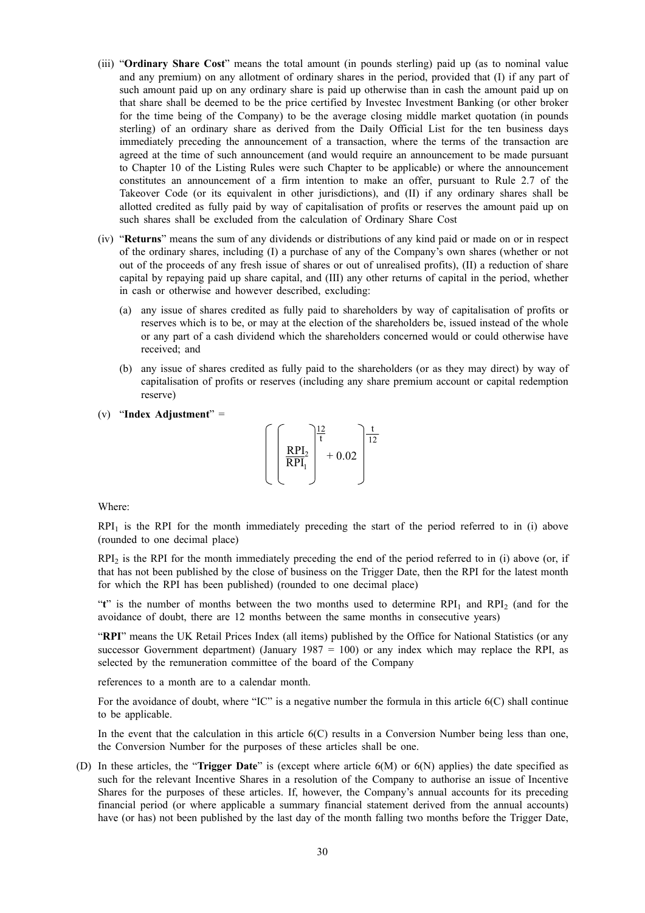(iii) "**Ordinary Share Cost**" means the total amount (in pounds sterling) paid up (as to nominal value and any premium) on any allotment of ordinary shares in the period, provided that (I) if any part of such amount paid up on any ordinary share is paid up otherwise than in cash the amount paid up on that share shall be deemed to be the price certified by Investec Investment Banking (or other broker for the time being of the Company) to be the average closing middle market quotation (in pounds sterling) of an ordinary share as derived from the Daily Official List for the ten business days immediately preceding the announcement of a transaction, where the terms of the transaction are agreed at the time of such announcement (and would require an announcement to be made pursuant to Chapter 10 of the Listing Rules were such Chapter to be applicable) or where the announcement constitutes an announcement of a firm intention to make an offer, pursuant to Rule 2.7 of the Takeover Code (or its equivalent in other jurisdictions), and (II) if any ordinary shares shall be allotted credited as fully paid by way of capitalisation of profits or reserves the amount paid up on such shares shall be excluded from the calculation of Ordinary Share Cost

(iv) "**Returns**" means the sum of any dividends or distributions of any kind paid or made on or in respect of the ordinary shares, including (I) a purchase of any of the Company's own shares (whether or not out of the proceeds of any fresh issue of shares or out of unrealised profits), (II) a reduction of share capital by repaying paid up share capital, and (III) any other returns of capital in the period, whether in cash or otherwise and however described, excluding:

(a) any issue of shares credited as fully paid to shareholders by way of capitalisation of profits or reserves which is to be, or may at the election of the shareholders be, issued instead of the whole or any part of a cash dividend which the shareholders concerned would or could otherwise have received; and

(b) any issue of shares credited as fully paid to the shareholders (or as they may direct) by way of capitalisation of profits or reserves (including any share premium account or capital redemption reserve)

(v) "**Index Adjustment**" =

$$\left( \left( \frac{RPI_2}{RPI_1} \right)^{\frac{12}{t}} + 0.02 \right)^{\frac{t}{12}}$$

Where:

$RPI_1$ is the RPI for the month immediately preceding the start of the period referred to in (i) above (rounded to one decimal place)

$RPI_2$ is the RPI for the month immediately preceding the end of the period referred to in (i) above (or, if that has not been published by the close of business on the Trigger Date, then the RPI for the latest month for which the RPI has been published) (rounded to one decimal place)

"**t**" is the number of months between the two months used to determine $RPI_1$ and $RPI_2$ (and for the avoidance of doubt, there are 12 months between the same months in consecutive years)

"**RPI**" means the UK Retail Prices Index (all items) published by the Office for National Statistics (or any successor Government department) (January 1987 = 100) or any index which may replace the RPI, as selected by the remuneration committee of the board of the Company

references to a month are to a calendar month.

For the avoidance of doubt, where "IC" is a negative number the formula in this article 6(C) shall continue to be applicable.

In the event that the calculation in this article 6(C) results in a Conversion Number being less than one, the Conversion Number for the purposes of these articles shall be one.

(D) In these articles, the "**Trigger Date**" is (except where article 6(M) or 6(N) applies) the date specified as such for the relevant Incentive Shares in a resolution of the Company to authorise an issue of Incentive Shares for the purposes of these articles. If, however, the Company's annual accounts for its preceding financial period (or where applicable a summary financial statement derived from the annual accounts) have (or has) not been published by the last day of the month falling two months before the Trigger Date,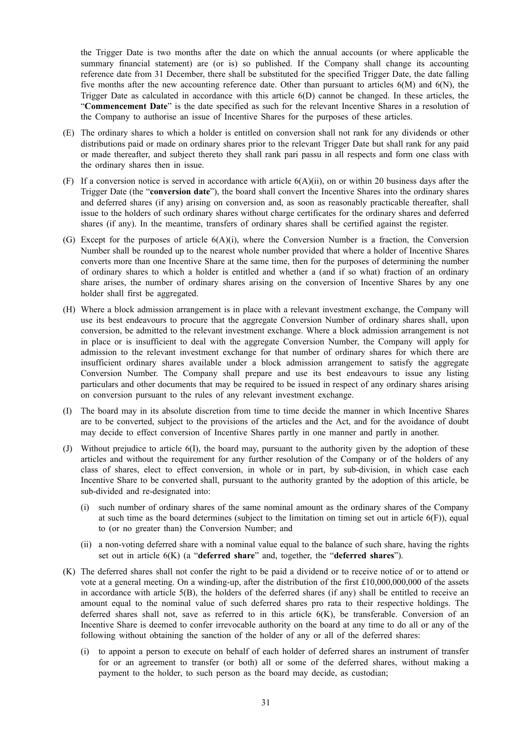the Trigger Date is two months after the date on which the annual accounts (or where applicable the summary financial statement) are (or is) so published. If the Company shall change its accounting reference date from 31 December, there shall be substituted for the specified Trigger Date, the date falling five months after the new accounting reference date. Other than pursuant to articles 6(M) and 6(N), the Trigger Date as calculated in accordance with this article 6(D) cannot be changed. In these articles, the "**Commencement Date**" is the date specified as such for the relevant Incentive Shares in a resolution of the Company to authorise an issue of Incentive Shares for the purposes of these articles.

(E) The ordinary shares to which a holder is entitled on conversion shall not rank for any dividends or other distributions paid or made on ordinary shares prior to the relevant Trigger Date but shall rank for any paid or made thereafter, and subject thereto they shall rank pari passu in all respects and form one class with the ordinary shares then in issue.

(F) If a conversion notice is served in accordance with article 6(A)(ii), on or within 20 business days after the Trigger Date (the "**conversion date**"), the board shall convert the Incentive Shares into the ordinary shares and deferred shares (if any) arising on conversion and, as soon as reasonably practicable thereafter, shall issue to the holders of such ordinary shares without charge certificates for the ordinary shares and deferred shares (if any). In the meantime, transfers of ordinary shares shall be certified against the register.

(G) Except for the purposes of article 6(A)(i), where the Conversion Number is a fraction, the Conversion Number shall be rounded up to the nearest whole number provided that where a holder of Incentive Shares converts more than one Incentive Share at the same time, then for the purposes of determining the number of ordinary shares to which a holder is entitled and whether a (and if so what) fraction of an ordinary share arises, the number of ordinary shares arising on the conversion of Incentive Shares by any one holder shall first be aggregated.

(H) Where a block admission arrangement is in place with a relevant investment exchange, the Company will use its best endeavours to procure that the aggregate Conversion Number of ordinary shares shall, upon conversion, be admitted to the relevant investment exchange. Where a block admission arrangement is not in place or is insufficient to deal with the aggregate Conversion Number, the Company will apply for admission to the relevant investment exchange for that number of ordinary shares for which there are insufficient ordinary shares available under a block admission arrangement to satisfy the aggregate Conversion Number. The Company shall prepare and use its best endeavours to issue any listing particulars and other documents that may be required to be issued in respect of any ordinary shares arising on conversion pursuant to the rules of any relevant investment exchange.

(I) The board may in its absolute discretion from time to time decide the manner in which Incentive Shares are to be converted, subject to the provisions of the articles and the Act, and for the avoidance of doubt may decide to effect conversion of Incentive Shares partly in one manner and partly in another.

(J) Without prejudice to article 6(I), the board may, pursuant to the authority given by the adoption of these articles and without the requirement for any further resolution of the Company or of the holders of any class of shares, elect to effect conversion, in whole or in part, by sub-division, in which case each Incentive Share to be converted shall, pursuant to the authority granted by the adoption of this article, be sub-divided and re-designated into:

  (i) such number of ordinary shares of the same nominal amount as the ordinary shares of the Company at such time as the board determines (subject to the limitation on timing set out in article 6(F)), equal to (or no greater than) the Conversion Number; and

  (ii) a non-voting deferred share with a nominal value equal to the balance of such share, having the rights set out in article 6(K) (a "**deferred share**" and, together, the "**deferred shares**").

(K) The deferred shares shall not confer the right to be paid a dividend or to receive notice of or to attend or vote at a general meeting. On a winding-up, after the distribution of the first £10,000,000,000 of the assets in accordance with article 5(B), the holders of the deferred shares (if any) shall be entitled to receive an amount equal to the nominal value of such deferred shares pro rata to their respective holdings. The deferred shares shall not, save as referred to in this article 6(K), be transferable. Conversion of an Incentive Share is deemed to confer irrevocable authority on the board at any time to do all or any of the following without obtaining the sanction of the holder of any or all of the deferred shares:

  (i) to appoint a person to execute on behalf of each holder of deferred shares an instrument of transfer for or an agreement to transfer (or both) all or some of the deferred shares, without making a payment to the holder, to such person as the board may decide, as custodian;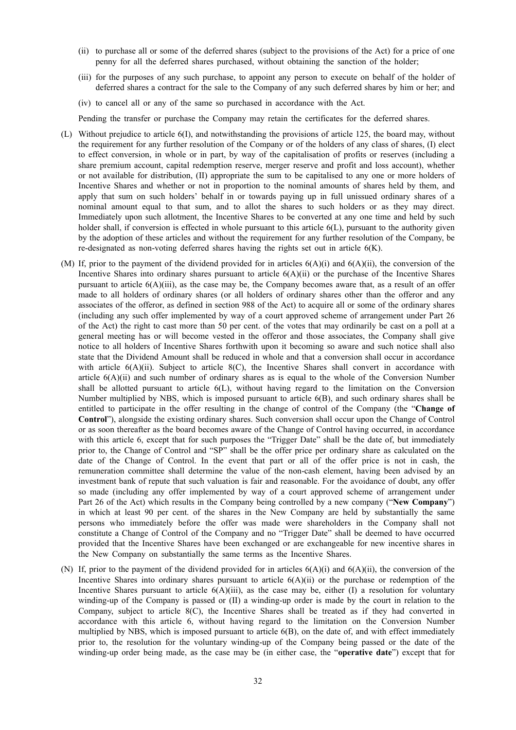(ii) to purchase all or some of the deferred shares (subject to the provisions of the Act) for a price of one penny for all the deferred shares purchased, without obtaining the sanction of the holder;

(iii) for the purposes of any such purchase, to appoint any person to execute on behalf of the holder of deferred shares a contract for the sale to the Company of any such deferred shares by him or her; and

(iv) to cancel all or any of the same so purchased in accordance with the Act.

Pending the transfer or purchase the Company may retain the certificates for the deferred shares.

(L) Without prejudice to article 6(I), and notwithstanding the provisions of article 125, the board may, without the requirement for any further resolution of the Company or of the holders of any class of shares, (I) elect to effect conversion, in whole or in part, by way of the capitalisation of profits or reserves (including a share premium account, capital redemption reserve, merger reserve and profit and loss account), whether or not available for distribution, (II) appropriate the sum to be capitalised to any one or more holders of Incentive Shares and whether or not in proportion to the nominal amounts of shares held by them, and apply that sum on such holders' behalf in or towards paying up in full unissued ordinary shares of a nominal amount equal to that sum, and to allot the shares to such holders or as they may direct. Immediately upon such allotment, the Incentive Shares to be converted at any one time and held by such holder shall, if conversion is effected in whole pursuant to this article 6(L), pursuant to the authority given by the adoption of these articles and without the requirement for any further resolution of the Company, be re-designated as non-voting deferred shares having the rights set out in article 6(K).

(M) If, prior to the payment of the dividend provided for in articles 6(A)(i) and 6(A)(ii), the conversion of the Incentive Shares into ordinary shares pursuant to article 6(A)(ii) or the purchase of the Incentive Shares pursuant to article 6(A)(iii), as the case may be, the Company becomes aware that, as a result of an offer made to all holders of ordinary shares (or all holders of ordinary shares other than the offeror and any associates of the offeror, as defined in section 988 of the Act) to acquire all or some of the ordinary shares (including any such offer implemented by way of a court approved scheme of arrangement under Part 26 of the Act) the right to cast more than 50 per cent. of the votes that may ordinarily be cast on a poll at a general meeting has or will become vested in the offeror and those associates, the Company shall give notice to all holders of Incentive Shares forthwith upon it becoming so aware and such notice shall also state that the Dividend Amount shall be reduced in whole and that a conversion shall occur in accordance with article 6(A)(ii). Subject to article 8(C), the Incentive Shares shall convert in accordance with article 6(A)(ii) and such number of ordinary shares as is equal to the whole of the Conversion Number shall be allotted pursuant to article 6(L), without having regard to the limitation on the Conversion Number multiplied by NBS, which is imposed pursuant to article 6(B), and such ordinary shares shall be entitled to participate in the offer resulting in the change of control of the Company (the "**Change of Control**"), alongside the existing ordinary shares. Such conversion shall occur upon the Change of Control or as soon thereafter as the board becomes aware of the Change of Control having occurred, in accordance with this article 6, except that for such purposes the "Trigger Date" shall be the date of, but immediately prior to, the Change of Control and "SP" shall be the offer price per ordinary share as calculated on the date of the Change of Control. In the event that part or all of the offer price is not in cash, the remuneration committee shall determine the value of the non-cash element, having been advised by an investment bank of repute that such valuation is fair and reasonable. For the avoidance of doubt, any offer so made (including any offer implemented by way of a court approved scheme of arrangement under Part 26 of the Act) which results in the Company being controlled by a new company ("**New Company**") in which at least 90 per cent. of the shares in the New Company are held by substantially the same persons who immediately before the offer was made were shareholders in the Company shall not constitute a Change of Control of the Company and no "Trigger Date" shall be deemed to have occurred provided that the Incentive Shares have been exchanged or are exchangeable for new incentive shares in the New Company on substantially the same terms as the Incentive Shares.

(N) If, prior to the payment of the dividend provided for in articles 6(A)(i) and 6(A)(ii), the conversion of the Incentive Shares into ordinary shares pursuant to article 6(A)(ii) or the purchase or redemption of the Incentive Shares pursuant to article 6(A)(iii), as the case may be, either (I) a resolution for voluntary winding-up of the Company is passed or (II) a winding-up order is made by the court in relation to the Company, subject to article 8(C), the Incentive Shares shall be treated as if they had converted in accordance with this article 6, without having regard to the limitation on the Conversion Number multiplied by NBS, which is imposed pursuant to article 6(B), on the date of, and with effect immediately prior to, the resolution for the voluntary winding-up of the Company being passed or the date of the winding-up order being made, as the case may be (in either case, the "**operative date**") except that for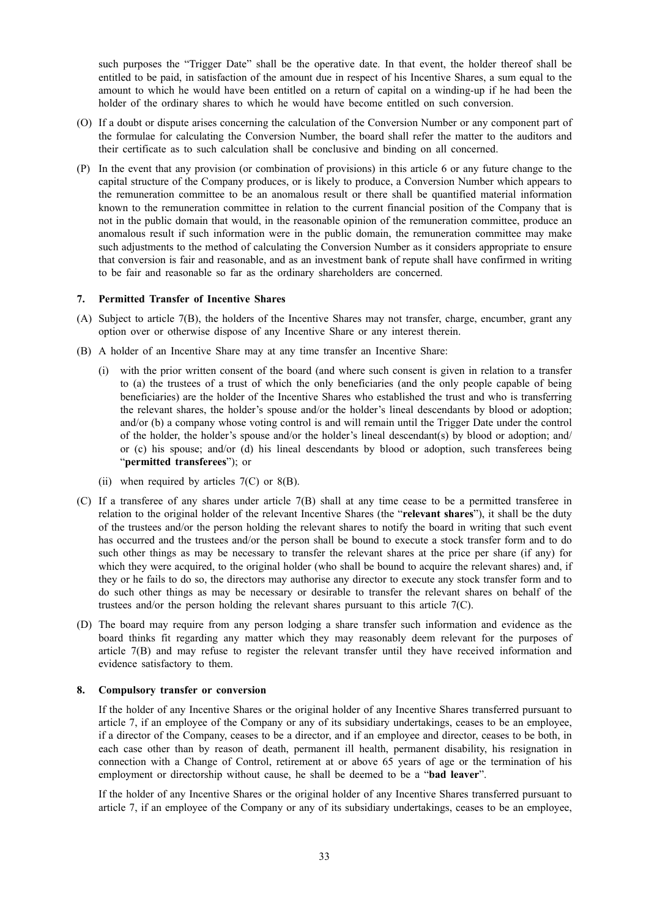such purposes the "Trigger Date" shall be the operative date. In that event, the holder thereof shall be entitled to be paid, in satisfaction of the amount due in respect of his Incentive Shares, a sum equal to the amount to which he would have been entitled on a return of capital on a winding-up if he had been the holder of the ordinary shares to which he would have become entitled on such conversion.

(O) If a doubt or dispute arises concerning the calculation of the Conversion Number or any component part of the formulae for calculating the Conversion Number, the board shall refer the matter to the auditors and their certificate as to such calculation shall be conclusive and binding on all concerned.

(P) In the event that any provision (or combination of provisions) in this article 6 or any future change to the capital structure of the Company produces, or is likely to produce, a Conversion Number which appears to the remuneration committee to be an anomalous result or there shall be quantified material information known to the remuneration committee in relation to the current financial position of the Company that is not in the public domain that would, in the reasonable opinion of the remuneration committee, produce an anomalous result if such information were in the public domain, the remuneration committee may make such adjustments to the method of calculating the Conversion Number as it considers appropriate to ensure that conversion is fair and reasonable, and as an investment bank of repute shall have confirmed in writing to be fair and reasonable so far as the ordinary shareholders are concerned.

### 7. Permitted Transfer of Incentive Shares

(A) Subject to article 7(B), the holders of the Incentive Shares may not transfer, charge, encumber, grant any option over or otherwise dispose of any Incentive Share or any interest therein.

(B) A holder of an Incentive Share may at any time transfer an Incentive Share:

(i) with the prior written consent of the board (and where such consent is given in relation to a transfer to (a) the trustees of a trust of which the only beneficiaries (and the only people capable of being beneficiaries) are the holder of the Incentive Shares who established the trust and who is transferring the relevant shares, the holder's spouse and/or the holder's lineal descendants by blood or adoption; and/or (b) a company whose voting control is and will remain until the Trigger Date under the control of the holder, the holder's spouse and/or the holder's lineal descendant(s) by blood or adoption; and/or (c) his spouse; and/or (d) his lineal descendants by blood or adoption, such transferees being "**permitted transferees**"); or

(ii) when required by articles 7(C) or 8(B).

(C) If a transferee of any shares under article 7(B) shall at any time cease to be a permitted transferee in relation to the original holder of the relevant Incentive Shares (the "**relevant shares**"), it shall be the duty of the trustees and/or the person holding the relevant shares to notify the board in writing that such event has occurred and the trustees and/or the person shall be bound to execute a stock transfer form and to do such other things as may be necessary to transfer the relevant shares at the price per share (if any) for which they were acquired, to the original holder (who shall be bound to acquire the relevant shares) and, if they or he fails to do so, the directors may authorise any director to execute any stock transfer form and to do such other things as may be necessary or desirable to transfer the relevant shares on behalf of the trustees and/or the person holding the relevant shares pursuant to this article 7(C).

(D) The board may require from any person lodging a share transfer such information and evidence as the board thinks fit regarding any matter which they may reasonably deem relevant for the purposes of article 7(B) and may refuse to register the relevant transfer until they have received information and evidence satisfactory to them.

### 8. Compulsory transfer or conversion

If the holder of any Incentive Shares or the original holder of any Incentive Shares transferred pursuant to article 7, if an employee of the Company or any of its subsidiary undertakings, ceases to be an employee, if a director of the Company, ceases to be a director, and if an employee and director, ceases to be both, in each case other than by reason of death, permanent ill health, permanent disability, his resignation in connection with a Change of Control, retirement at or above 65 years of age or the termination of his employment or directorship without cause, he shall be deemed to be a "**bad leaver**".

If the holder of any Incentive Shares or the original holder of any Incentive Shares transferred pursuant to article 7, if an employee of the Company or any of its subsidiary undertakings, ceases to be an employee,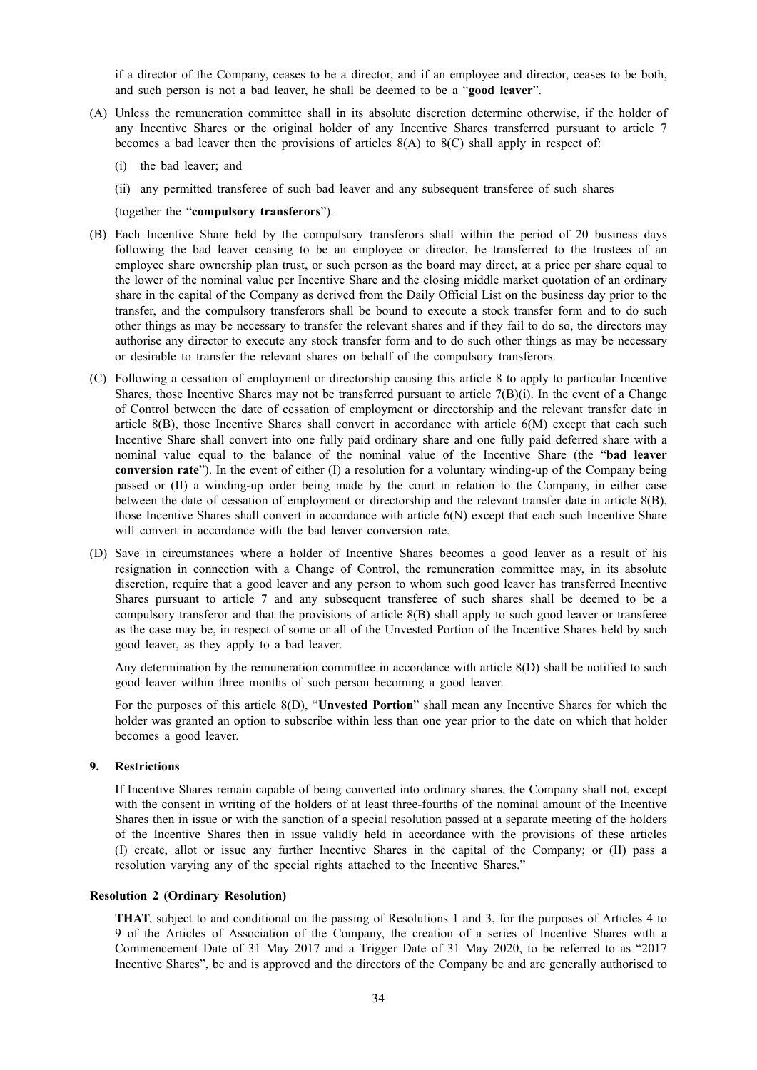if a director of the Company, ceases to be a director, and if an employee and director, ceases to be both, and such person is not a bad leaver, he shall be deemed to be a "**good leaver**".

(A) Unless the remuneration committee shall in its absolute discretion determine otherwise, if the holder of any Incentive Shares or the original holder of any Incentive Shares transferred pursuant to article 7 becomes a bad leaver then the provisions of articles 8(A) to 8(C) shall apply in respect of:

   (i) the bad leaver; and

   (ii) any permitted transferee of such bad leaver and any subsequent transferee of such shares

   (together the "**compulsory transferors**").

(B) Each Incentive Share held by the compulsory transferors shall within the period of 20 business days following the bad leaver ceasing to be an employee or director, be transferred to the trustees of an employee share ownership plan trust, or such person as the board may direct, at a price per share equal to the lower of the nominal value per Incentive Share and the closing middle market quotation of an ordinary share in the capital of the Company as derived from the Daily Official List on the business day prior to the transfer, and the compulsory transferors shall be bound to execute a stock transfer form and to do such other things as may be necessary to transfer the relevant shares and if they fail to do so, the directors may authorise any director to execute any stock transfer form and to do such other things as may be necessary or desirable to transfer the relevant shares on behalf of the compulsory transferors.

(C) Following a cessation of employment or directorship causing this article 8 to apply to particular Incentive Shares, those Incentive Shares may not be transferred pursuant to article 7(B)(i). In the event of a Change of Control between the date of cessation of employment or directorship and the relevant transfer date in article 8(B), those Incentive Shares shall convert in accordance with article 6(M) except that each such Incentive Share shall convert into one fully paid ordinary share and one fully paid deferred share with a nominal value equal to the balance of the nominal value of the Incentive Share (the "**bad leaver conversion rate**"). In the event of either (I) a resolution for a voluntary winding-up of the Company being passed or (II) a winding-up order being made by the court in relation to the Company, in either case between the date of cessation of employment or directorship and the relevant transfer date in article 8(B), those Incentive Shares shall convert in accordance with article 6(N) except that each such Incentive Share will convert in accordance with the bad leaver conversion rate.

(D) Save in circumstances where a holder of Incentive Shares becomes a good leaver as a result of his resignation in connection with a Change of Control, the remuneration committee may, in its absolute discretion, require that a good leaver and any person to whom such good leaver has transferred Incentive Shares pursuant to article 7 and any subsequent transferee of such shares shall be deemed to be a compulsory transferor and that the provisions of article 8(B) shall apply to such good leaver or transferee as the case may be, in respect of some or all of the Unvested Portion of the Incentive Shares held by such good leaver, as they apply to a bad leaver.

   Any determination by the remuneration committee in accordance with article 8(D) shall be notified to such good leaver within three months of such person becoming a good leaver.

   For the purposes of this article 8(D), "**Unvested Portion**" shall mean any Incentive Shares for which the holder was granted an option to subscribe within less than one year prior to the date on which that holder becomes a good leaver.

**9. Restrictions**

If Incentive Shares remain capable of being converted into ordinary shares, the Company shall not, except with the consent in writing of the holders of at least three-fourths of the nominal amount of the Incentive Shares then in issue or with the sanction of a special resolution passed at a separate meeting of the holders of the Incentive Shares then in issue validly held in accordance with the provisions of these articles (I) create, allot or issue any further Incentive Shares in the capital of the Company; or (II) pass a resolution varying any of the special rights attached to the Incentive Shares."

**Resolution 2 (Ordinary Resolution)**

**THAT**, subject to and conditional on the passing of Resolutions 1 and 3, for the purposes of Articles 4 to 9 of the Articles of Association of the Company, the creation of a series of Incentive Shares with a Commencement Date of 31 May 2017 and a Trigger Date of 31 May 2020, to be referred to as "2017 Incentive Shares", be and is approved and the directors of the Company be and are generally authorised to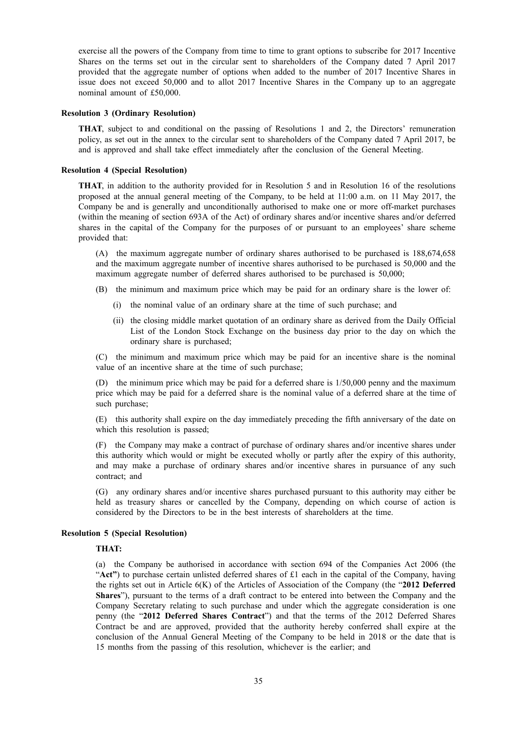exercise all the powers of the Company from time to time to grant options to subscribe for 2017 Incentive Shares on the terms set out in the circular sent to shareholders of the Company dated 7 April 2017 provided that the aggregate number of options when added to the number of 2017 Incentive Shares in issue does not exceed 50,000 and to allot 2017 Incentive Shares in the Company up to an aggregate nominal amount of £50,000.

**Resolution 3 (Ordinary Resolution)**

**THAT**, subject to and conditional on the passing of Resolutions 1 and 2, the Directors' remuneration policy, as set out in the annex to the circular sent to shareholders of the Company dated 7 April 2017, be and is approved and shall take effect immediately after the conclusion of the General Meeting.

**Resolution 4 (Special Resolution)**

**THAT**, in addition to the authority provided for in Resolution 5 and in Resolution 16 of the resolutions proposed at the annual general meeting of the Company, to be held at 11:00 a.m. on 11 May 2017, the Company be and is generally and unconditionally authorised to make one or more off-market purchases (within the meaning of section 693A of the Act) of ordinary shares and/or incentive shares and/or deferred shares in the capital of the Company for the purposes of or pursuant to an employees' share scheme provided that:

(A) the maximum aggregate number of ordinary shares authorised to be purchased is 188,674,658 and the maximum aggregate number of incentive shares authorised to be purchased is 50,000 and the maximum aggregate number of deferred shares authorised to be purchased is 50,000;

(B) the minimum and maximum price which may be paid for an ordinary share is the lower of:

(i) the nominal value of an ordinary share at the time of such purchase; and

(ii) the closing middle market quotation of an ordinary share as derived from the Daily Official List of the London Stock Exchange on the business day prior to the day on which the ordinary share is purchased;

(C) the minimum and maximum price which may be paid for an incentive share is the nominal value of an incentive share at the time of such purchase;

(D) the minimum price which may be paid for a deferred share is 1/50,000 penny and the maximum price which may be paid for a deferred share is the nominal value of a deferred share at the time of such purchase;

(E) this authority shall expire on the day immediately preceding the fifth anniversary of the date on which this resolution is passed;

(F) the Company may make a contract of purchase of ordinary shares and/or incentive shares under this authority which would or might be executed wholly or partly after the expiry of this authority, and may make a purchase of ordinary shares and/or incentive shares in pursuance of any such contract; and

(G) any ordinary shares and/or incentive shares purchased pursuant to this authority may either be held as treasury shares or cancelled by the Company, depending on which course of action is considered by the Directors to be in the best interests of shareholders at the time.

**Resolution 5 (Special Resolution)**

**THAT:**

(a) the Company be authorised in accordance with section 694 of the Companies Act 2006 (the "**Act**") to purchase certain unlisted deferred shares of £1 each in the capital of the Company, having the rights set out in Article 6(K) of the Articles of Association of the Company (the "**2012 Deferred Shares**"), pursuant to the terms of a draft contract to be entered into between the Company and the Company Secretary relating to such purchase and under which the aggregate consideration is one penny (the "**2012 Deferred Shares Contract**") and that the terms of the 2012 Deferred Shares Contract be and are approved, provided that the authority hereby conferred shall expire at the conclusion of the Annual General Meeting of the Company to be held in 2018 or the date that is 15 months from the passing of this resolution, whichever is the earlier; and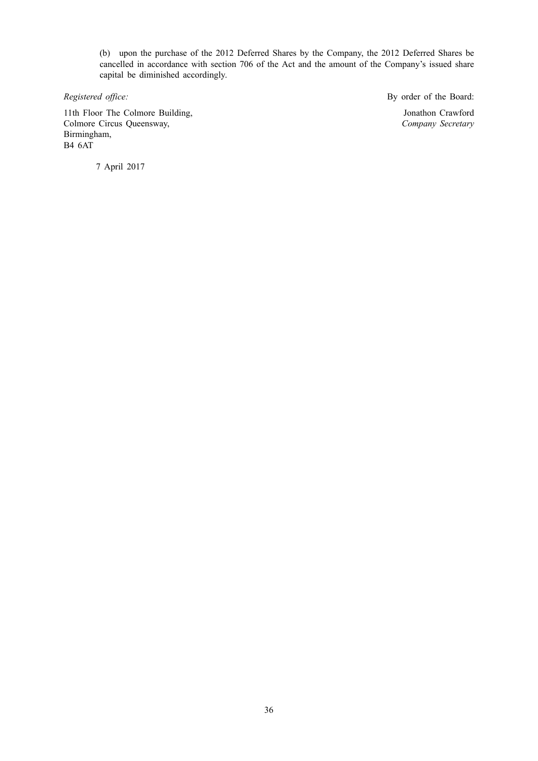(b) upon the purchase of the 2012 Deferred Shares by the Company, the 2012 Deferred Shares be cancelled in accordance with section 706 of the Act and the amount of the Company's issued share capital be diminished accordingly.

*Registered office:*

11th Floor The Colmore Building,
Colmore Circus Queensway,
Birmingham,
B4 6AT

By order of the Board:

Jonathon Crawford
*Company Secretary*

7 April 2017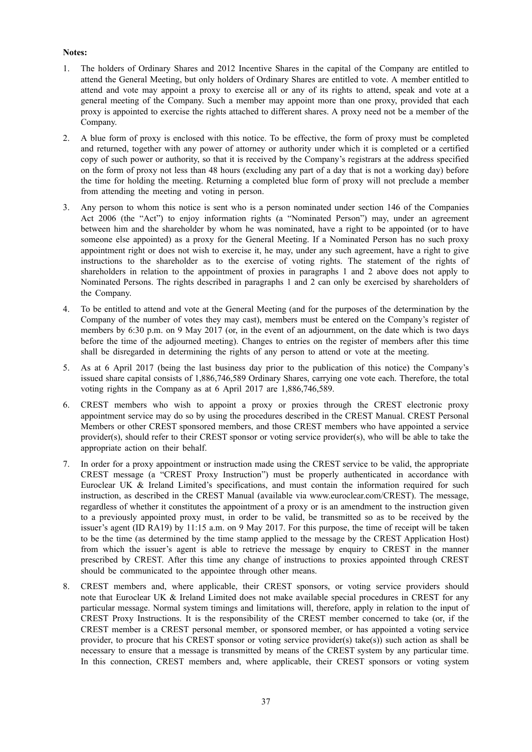**Notes:**

1. The holders of Ordinary Shares and 2012 Incentive Shares in the capital of the Company are entitled to attend the General Meeting, but only holders of Ordinary Shares are entitled to vote. A member entitled to attend and vote may appoint a proxy to exercise all or any of its rights to attend, speak and vote at a general meeting of the Company. Such a member may appoint more than one proxy, provided that each proxy is appointed to exercise the rights attached to different shares. A proxy need not be a member of the Company.

2. A blue form of proxy is enclosed with this notice. To be effective, the form of proxy must be completed and returned, together with any power of attorney or authority under which it is completed or a certified copy of such power or authority, so that it is received by the Company's registrars at the address specified on the form of proxy not less than 48 hours (excluding any part of a day that is not a working day) before the time for holding the meeting. Returning a completed blue form of proxy will not preclude a member from attending the meeting and voting in person.

3. Any person to whom this notice is sent who is a person nominated under section 146 of the Companies Act 2006 (the "Act") to enjoy information rights (a "Nominated Person") may, under an agreement between him and the shareholder by whom he was nominated, have a right to be appointed (or to have someone else appointed) as a proxy for the General Meeting. If a Nominated Person has no such proxy appointment right or does not wish to exercise it, he may, under any such agreement, have a right to give instructions to the shareholder as to the exercise of voting rights. The statement of the rights of shareholders in relation to the appointment of proxies in paragraphs 1 and 2 above does not apply to Nominated Persons. The rights described in paragraphs 1 and 2 can only be exercised by shareholders of the Company.

4. To be entitled to attend and vote at the General Meeting (and for the purposes of the determination by the Company of the number of votes they may cast), members must be entered on the Company's register of members by 6:30 p.m. on 9 May 2017 (or, in the event of an adjournment, on the date which is two days before the time of the adjourned meeting). Changes to entries on the register of members after this time shall be disregarded in determining the rights of any person to attend or vote at the meeting.

5. As at 6 April 2017 (being the last business day prior to the publication of this notice) the Company's issued share capital consists of 1,886,746,589 Ordinary Shares, carrying one vote each. Therefore, the total voting rights in the Company as at 6 April 2017 are 1,886,746,589.

6. CREST members who wish to appoint a proxy or proxies through the CREST electronic proxy appointment service may do so by using the procedures described in the CREST Manual. CREST Personal Members or other CREST sponsored members, and those CREST members who have appointed a service provider(s), should refer to their CREST sponsor or voting service provider(s), who will be able to take the appropriate action on their behalf.

7. In order for a proxy appointment or instruction made using the CREST service to be valid, the appropriate CREST message (a "CREST Proxy Instruction") must be properly authenticated in accordance with Euroclear UK & Ireland Limited's specifications, and must contain the information required for such instruction, as described in the CREST Manual (available via www.euroclear.com/CREST). The message, regardless of whether it constitutes the appointment of a proxy or is an amendment to the instruction given to a previously appointed proxy must, in order to be valid, be transmitted so as to be received by the issuer's agent (ID RA19) by 11:15 a.m. on 9 May 2017. For this purpose, the time of receipt will be taken to be the time (as determined by the time stamp applied to the message by the CREST Application Host) from which the issuer's agent is able to retrieve the message by enquiry to CREST in the manner prescribed by CREST. After this time any change of instructions to proxies appointed through CREST should be communicated to the appointee through other means.

8. CREST members and, where applicable, their CREST sponsors, or voting service providers should note that Euroclear UK & Ireland Limited does not make available special procedures in CREST for any particular message. Normal system timings and limitations will, therefore, apply in relation to the input of CREST Proxy Instructions. It is the responsibility of the CREST member concerned to take (or, if the CREST member is a CREST personal member, or sponsored member, or has appointed a voting service provider, to procure that his CREST sponsor or voting service provider(s) take(s)) such action as shall be necessary to ensure that a message is transmitted by means of the CREST system by any particular time. In this connection, CREST members and, where applicable, their CREST sponsors or voting system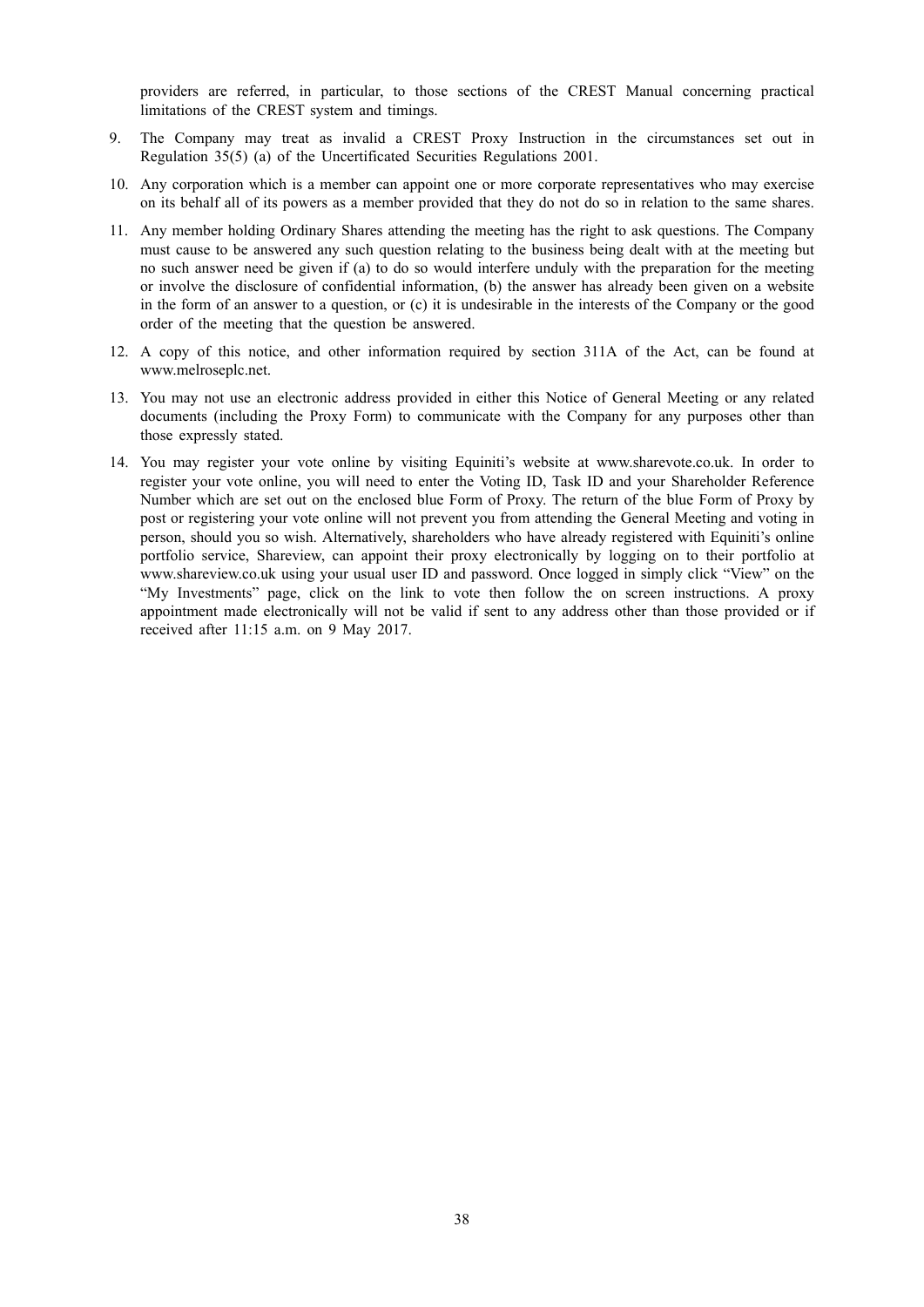providers are referred, in particular, to those sections of the CREST Manual concerning practical limitations of the CREST system and timings.

9. The Company may treat as invalid a CREST Proxy Instruction in the circumstances set out in Regulation 35(5) (a) of the Uncertificated Securities Regulations 2001.

10. Any corporation which is a member can appoint one or more corporate representatives who may exercise on its behalf all of its powers as a member provided that they do not do so in relation to the same shares.

11. Any member holding Ordinary Shares attending the meeting has the right to ask questions. The Company must cause to be answered any such question relating to the business being dealt with at the meeting but no such answer need be given if (a) to do so would interfere unduly with the preparation for the meeting or involve the disclosure of confidential information, (b) the answer has already been given on a website in the form of an answer to a question, or (c) it is undesirable in the interests of the Company or the good order of the meeting that the question be answered.

12. A copy of this notice, and other information required by section 311A of the Act, can be found at www.melroseplc.net.

13. You may not use an electronic address provided in either this Notice of General Meeting or any related documents (including the Proxy Form) to communicate with the Company for any purposes other than those expressly stated.

14. You may register your vote online by visiting Equiniti's website at www.sharevote.co.uk. In order to register your vote online, you will need to enter the Voting ID, Task ID and your Shareholder Reference Number which are set out on the enclosed blue Form of Proxy. The return of the blue Form of Proxy by post or registering your vote online will not prevent you from attending the General Meeting and voting in person, should you so wish. Alternatively, shareholders who have already registered with Equiniti's online portfolio service, Shareview, can appoint their proxy electronically by logging on to their portfolio at www.shareview.co.uk using your usual user ID and password. Once logged in simply click "View" on the "My Investments" page, click on the link to vote then follow the on screen instructions. A proxy appointment made electronically will not be valid if sent to any address other than those provided or if received after 11:15 a.m. on 9 May 2017.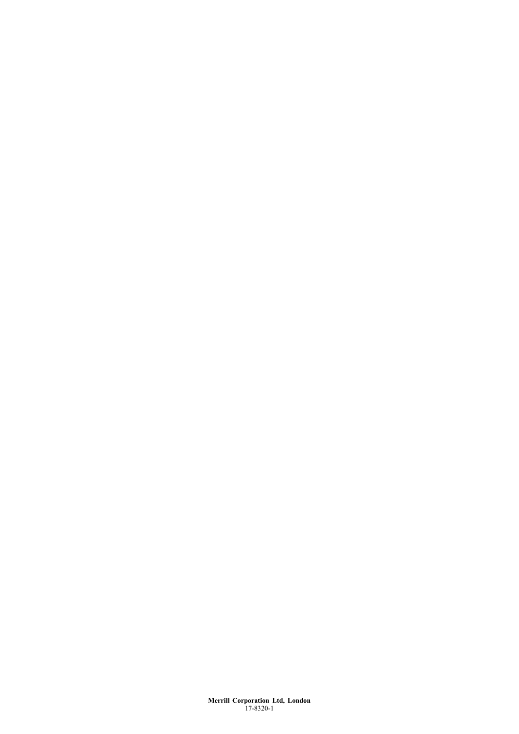**Merrill Corporation Ltd, London**
17-8320-1